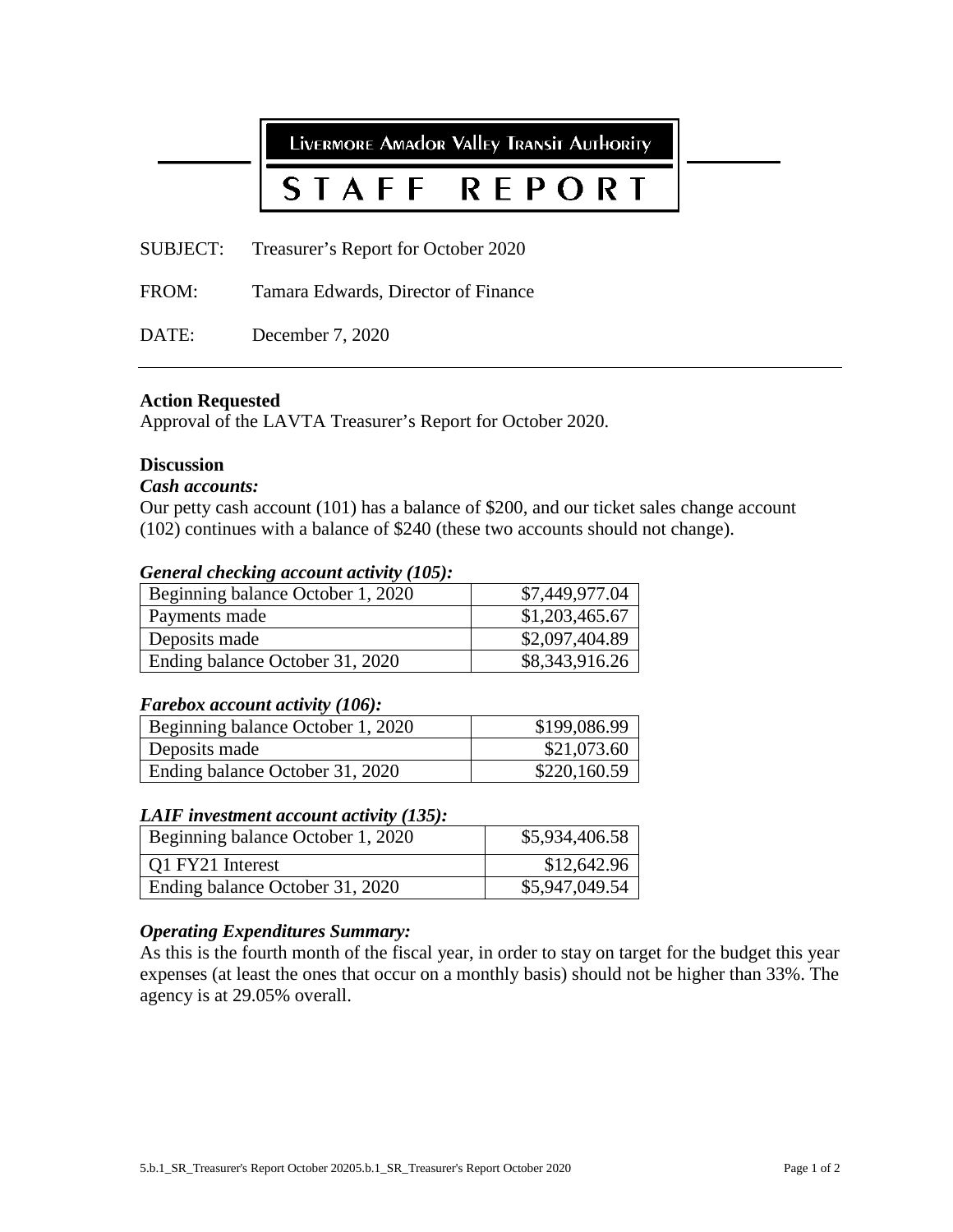# Livermore Amador Valley Transit Authority

# STAFF REPORT

SUBJECT: Treasurer's Report for October 2020

FROM: Tamara Edwards, Director of Finance

DATE: December 7, 2020

---

**Action Requested**
Approval of the LAVTA Treasurer's Report for October 2020.

**Discussion**

***Cash accounts:***
Our petty cash account (101) has a balance of $200, and our ticket sales change account (102) continues with a balance of $240 (these two accounts should not change).

***General checking account activity (105):***

| | |
|---|---|
| Beginning balance October 1, 2020 | $7,449,977.04 |
| Payments made | $1,203,465.67 |
| Deposits made | $2,097,404.89 |
| Ending balance October 31, 2020 | $8,343,916.26 |

***Farebox account activity (106):***

| | |
|---|---|
| Beginning balance October 1, 2020 | $199,086.99 |
| Deposits made | $21,073.60 |
| Ending balance October 31, 2020 | $220,160.59 |

***LAIF investment account activity (135):***

| | |
|---|---|
| Beginning balance October 1, 2020 | $5,934,406.58 |
| Q1 FY21 Interest | $12,642.96 |
| Ending balance October 31, 2020 | $5,947,049.54 |

***Operating Expenditures Summary:***
As this is the fourth month of the fiscal year, in order to stay on target for the budget this year expenses (at least the ones that occur on a monthly basis) should not be higher than 33%. The agency is at 29.05% overall.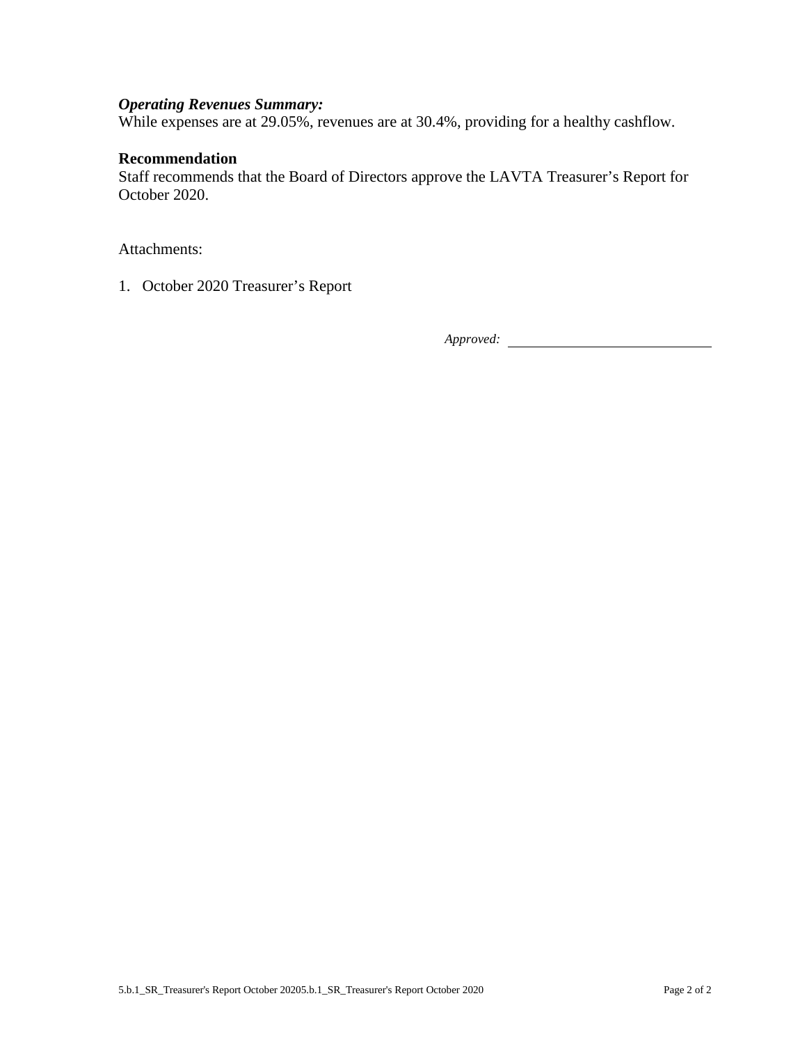***Operating Revenues Summary:***
While expenses are at 29.05%, revenues are at 30.4%, providing for a healthy cashflow.

**Recommendation**
Staff recommends that the Board of Directors approve the LAVTA Treasurer's Report for October 2020.

Attachments:

1. October 2020 Treasurer's Report

*Approved:* ______________________________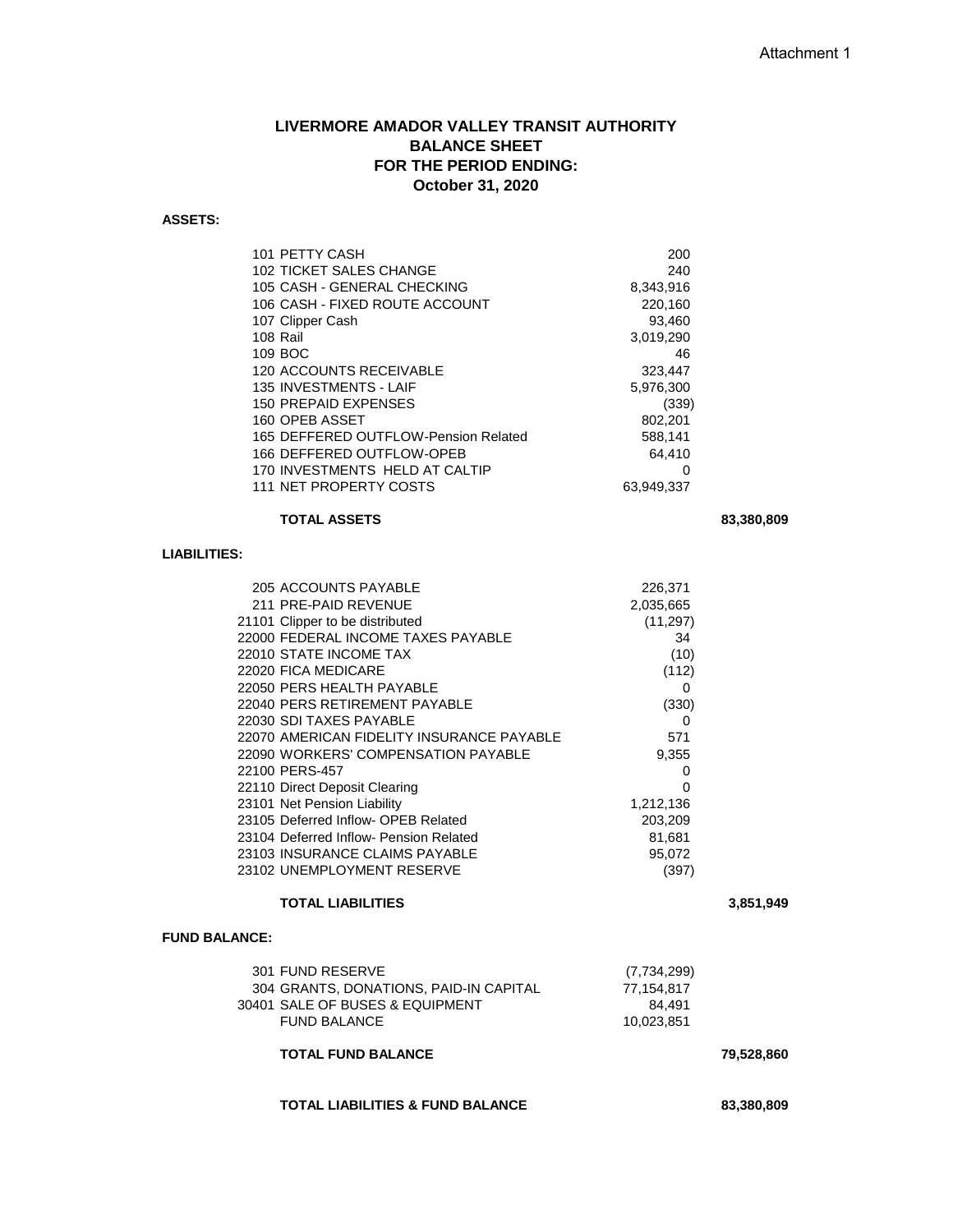Attachment 1

# LIVERMORE AMADOR VALLEY TRANSIT AUTHORITY
## BALANCE SHEET
## FOR THE PERIOD ENDING:
## October 31, 2020

**ASSETS:**

| Account | Amount | Total |
|---|---|---|
| 101 PETTY CASH | 200 | |
| 102 TICKET SALES CHANGE | 240 | |
| 105 CASH - GENERAL CHECKING | 8,343,916 | |
| 106 CASH - FIXED ROUTE ACCOUNT | 220,160 | |
| 107 Clipper Cash | 93,460 | |
| 108 Rail | 3,019,290 | |
| 109 BOC | 46 | |
| 120 ACCOUNTS RECEIVABLE | 323,447 | |
| 135 INVESTMENTS - LAIF | 5,976,300 | |
| 150 PREPAID EXPENSES | (339) | |
| 160 OPEB ASSET | 802,201 | |
| 165 DEFFERED OUTFLOW-Pension Related | 588,141 | |
| 166 DEFFERED OUTFLOW-OPEB | 64,410 | |
| 170 INVESTMENTS HELD AT CALTIP | 0 | |
| 111 NET PROPERTY COSTS | 63,949,337 | |
| **TOTAL ASSETS** | | **83,380,809** |

**LIABILITIES:**

| Account | Amount | Total |
|---|---|---|
| 205 ACCOUNTS PAYABLE | 226,371 | |
| 211 PRE-PAID REVENUE | 2,035,665 | |
| 21101 Clipper to be distributed | (11,297) | |
| 22000 FEDERAL INCOME TAXES PAYABLE | 34 | |
| 22010 STATE INCOME TAX | (10) | |
| 22020 FICA MEDICARE | (112) | |
| 22050 PERS HEALTH PAYABLE | 0 | |
| 22040 PERS RETIREMENT PAYABLE | (330) | |
| 22030 SDI TAXES PAYABLE | 0 | |
| 22070 AMERICAN FIDELITY INSURANCE PAYABLE | 571 | |
| 22090 WORKERS' COMPENSATION PAYABLE | 9,355 | |
| 22100 PERS-457 | 0 | |
| 22110 Direct Deposit Clearing | 0 | |
| 23101 Net Pension Liability | 1,212,136 | |
| 23105 Deferred Inflow- OPEB Related | 203,209 | |
| 23104 Deferred Inflow- Pension Related | 81,681 | |
| 23103 INSURANCE CLAIMS PAYABLE | 95,072 | |
| 23102 UNEMPLOYMENT RESERVE | (397) | |
| **TOTAL LIABILITIES** | | **3,851,949** |

**FUND BALANCE:**

| Account | Amount | Total |
|---|---|---|
| 301 FUND RESERVE | (7,734,299) | |
| 304 GRANTS, DONATIONS, PAID-IN CAPITAL | 77,154,817 | |
| 30401 SALE OF BUSES & EQUIPMENT | 84,491 | |
| FUND BALANCE | 10,023,851 | |
| **TOTAL FUND BALANCE** | | **79,528,860** |
| **TOTAL LIABILITIES & FUND BALANCE** | | **83,380,809** |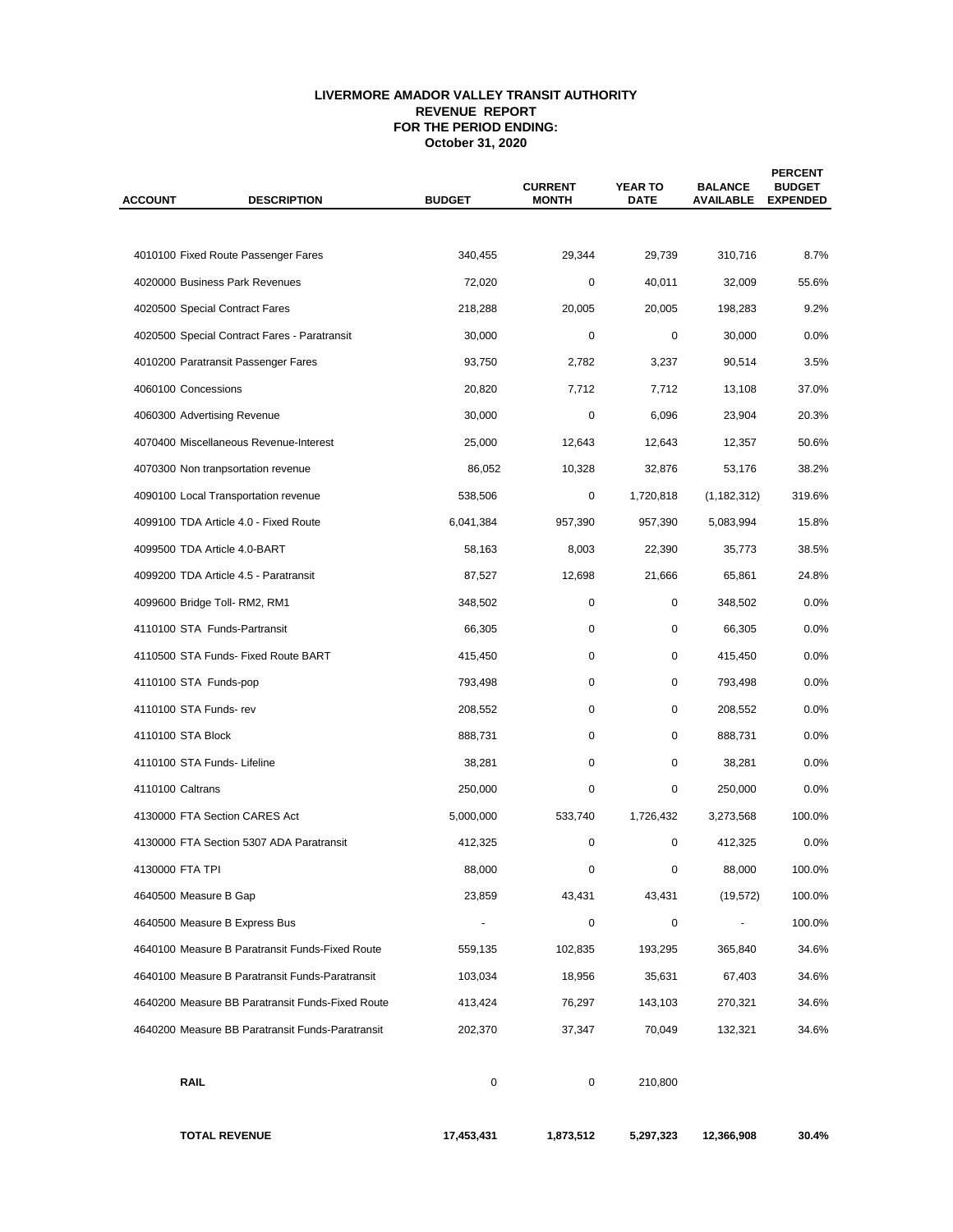# LIVERMORE AMADOR VALLEY TRANSIT AUTHORITY
## REVENUE REPORT
## FOR THE PERIOD ENDING:
## October 31, 2020

| ACCOUNT | DESCRIPTION | BUDGET | CURRENT MONTH | YEAR TO DATE | BALANCE AVAILABLE | PERCENT BUDGET EXPENDED |
|---|---|---|---|---|---|---|
| 4010100 | Fixed Route Passenger Fares | 340,455 | 29,344 | 29,739 | 310,716 | 8.7% |
| 4020000 | Business Park Revenues | 72,020 | 0 | 40,011 | 32,009 | 55.6% |
| 4020500 | Special Contract Fares | 218,288 | 20,005 | 20,005 | 198,283 | 9.2% |
| 4020500 | Special Contract Fares - Paratransit | 30,000 | 0 | 0 | 30,000 | 0.0% |
| 4010200 | Paratransit Passenger Fares | 93,750 | 2,782 | 3,237 | 90,514 | 3.5% |
| 4060100 | Concessions | 20,820 | 7,712 | 7,712 | 13,108 | 37.0% |
| 4060300 | Advertising Revenue | 30,000 | 0 | 6,096 | 23,904 | 20.3% |
| 4070400 | Miscellaneous Revenue-Interest | 25,000 | 12,643 | 12,643 | 12,357 | 50.6% |
| 4070300 | Non tranpsortation revenue | 86,052 | 10,328 | 32,876 | 53,176 | 38.2% |
| 4090100 | Local Transportation revenue | 538,506 | 0 | 1,720,818 | (1,182,312) | 319.6% |
| 4099100 | TDA Article 4.0 - Fixed Route | 6,041,384 | 957,390 | 957,390 | 5,083,994 | 15.8% |
| 4099500 | TDA Article 4.0-BART | 58,163 | 8,003 | 22,390 | 35,773 | 38.5% |
| 4099200 | TDA Article 4.5 - Paratransit | 87,527 | 12,698 | 21,666 | 65,861 | 24.8% |
| 4099600 | Bridge Toll- RM2, RM1 | 348,502 | 0 | 0 | 348,502 | 0.0% |
| 4110100 | STA Funds-Partransit | 66,305 | 0 | 0 | 66,305 | 0.0% |
| 4110500 | STA Funds- Fixed Route BART | 415,450 | 0 | 0 | 415,450 | 0.0% |
| 4110100 | STA Funds-pop | 793,498 | 0 | 0 | 793,498 | 0.0% |
| 4110100 | STA Funds- rev | 208,552 | 0 | 0 | 208,552 | 0.0% |
| 4110100 | STA Block | 888,731 | 0 | 0 | 888,731 | 0.0% |
| 4110100 | STA Funds- Lifeline | 38,281 | 0 | 0 | 38,281 | 0.0% |
| 4110100 | Caltrans | 250,000 | 0 | 0 | 250,000 | 0.0% |
| 4130000 | FTA Section CARES Act | 5,000,000 | 533,740 | 1,726,432 | 3,273,568 | 100.0% |
| 4130000 | FTA Section 5307 ADA Paratransit | 412,325 | 0 | 0 | 412,325 | 0.0% |
| 4130000 | FTA TPI | 88,000 | 0 | 0 | 88,000 | 100.0% |
| 4640500 | Measure B Gap | 23,859 | 43,431 | 43,431 | (19,572) | 100.0% |
| 4640500 | Measure B Express Bus | - | 0 | 0 | - | 100.0% |
| 4640100 | Measure B Paratransit Funds-Fixed Route | 559,135 | 102,835 | 193,295 | 365,840 | 34.6% |
| 4640100 | Measure B Paratransit Funds-Paratransit | 103,034 | 18,956 | 35,631 | 67,403 | 34.6% |
| 4640200 | Measure BB Paratransit Funds-Fixed Route | 413,424 | 76,297 | 143,103 | 270,321 | 34.6% |
| 4640200 | Measure BB Paratransit Funds-Paratransit | 202,370 | 37,347 | 70,049 | 132,321 | 34.6% |
| | **RAIL** | 0 | 0 | 210,800 | | |
| | **TOTAL REVENUE** | **17,453,431** | **1,873,512** | **5,297,323** | **12,366,908** | **30.4%** |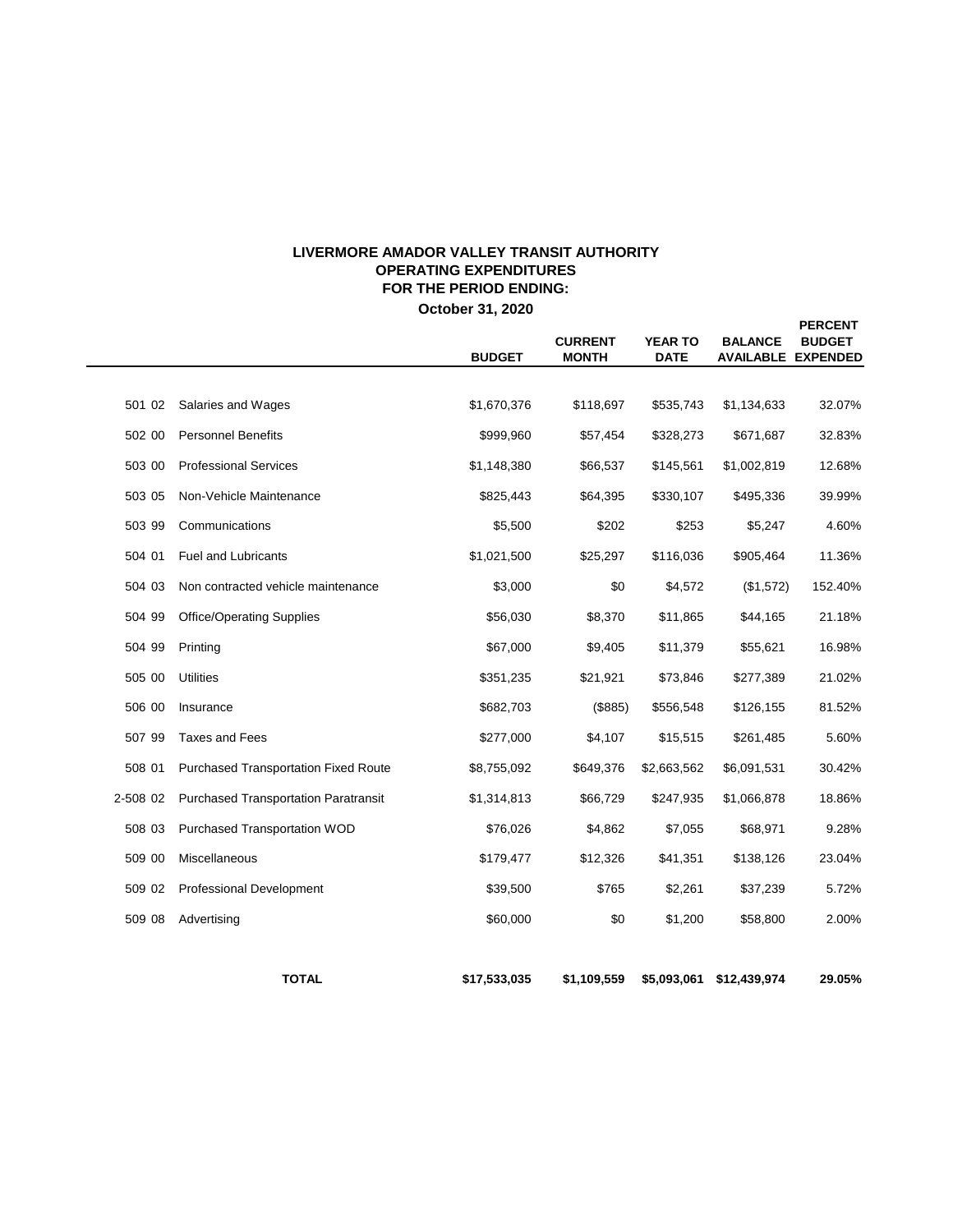# LIVERMORE AMADOR VALLEY TRANSIT AUTHORITY
## OPERATING EXPENDITURES
## FOR THE PERIOD ENDING:
## October 31, 2020

| | | BUDGET | CURRENT MONTH | YEAR TO DATE | BALANCE AVAILABLE | PERCENT BUDGET EXPENDED |
|---|---|---|---|---|---|---|
| 501 02 | Salaries and Wages | $1,670,376 | $118,697 | $535,743 | $1,134,633 | 32.07% |
| 502 00 | Personnel Benefits | $999,960 | $57,454 | $328,273 | $671,687 | 32.83% |
| 503 00 | Professional Services | $1,148,380 | $66,537 | $145,561 | $1,002,819 | 12.68% |
| 503 05 | Non-Vehicle Maintenance | $825,443 | $64,395 | $330,107 | $495,336 | 39.99% |
| 503 99 | Communications | $5,500 | $202 | $253 | $5,247 | 4.60% |
| 504 01 | Fuel and Lubricants | $1,021,500 | $25,297 | $116,036 | $905,464 | 11.36% |
| 504 03 | Non contracted vehicle maintenance | $3,000 | $0 | $4,572 | ($1,572) | 152.40% |
| 504 99 | Office/Operating Supplies | $56,030 | $8,370 | $11,865 | $44,165 | 21.18% |
| 504 99 | Printing | $67,000 | $9,405 | $11,379 | $55,621 | 16.98% |
| 505 00 | Utilities | $351,235 | $21,921 | $73,846 | $277,389 | 21.02% |
| 506 00 | Insurance | $682,703 | ($885) | $556,548 | $126,155 | 81.52% |
| 507 99 | Taxes and Fees | $277,000 | $4,107 | $15,515 | $261,485 | 5.60% |
| 508 01 | Purchased Transportation Fixed Route | $8,755,092 | $649,376 | $2,663,562 | $6,091,531 | 30.42% |
| 2-508 02 | Purchased Transportation Paratransit | $1,314,813 | $66,729 | $247,935 | $1,066,878 | 18.86% |
| 508 03 | Purchased Transportation WOD | $76,026 | $4,862 | $7,055 | $68,971 | 9.28% |
| 509 00 | Miscellaneous | $179,477 | $12,326 | $41,351 | $138,126 | 23.04% |
| 509 02 | Professional Development | $39,500 | $765 | $2,261 | $37,239 | 5.72% |
| 509 08 | Advertising | $60,000 | $0 | $1,200 | $58,800 | 2.00% |
| | **TOTAL** | **$17,533,035** | **$1,109,559** | **$5,093,061** | **$12,439,974** | **29.05%** |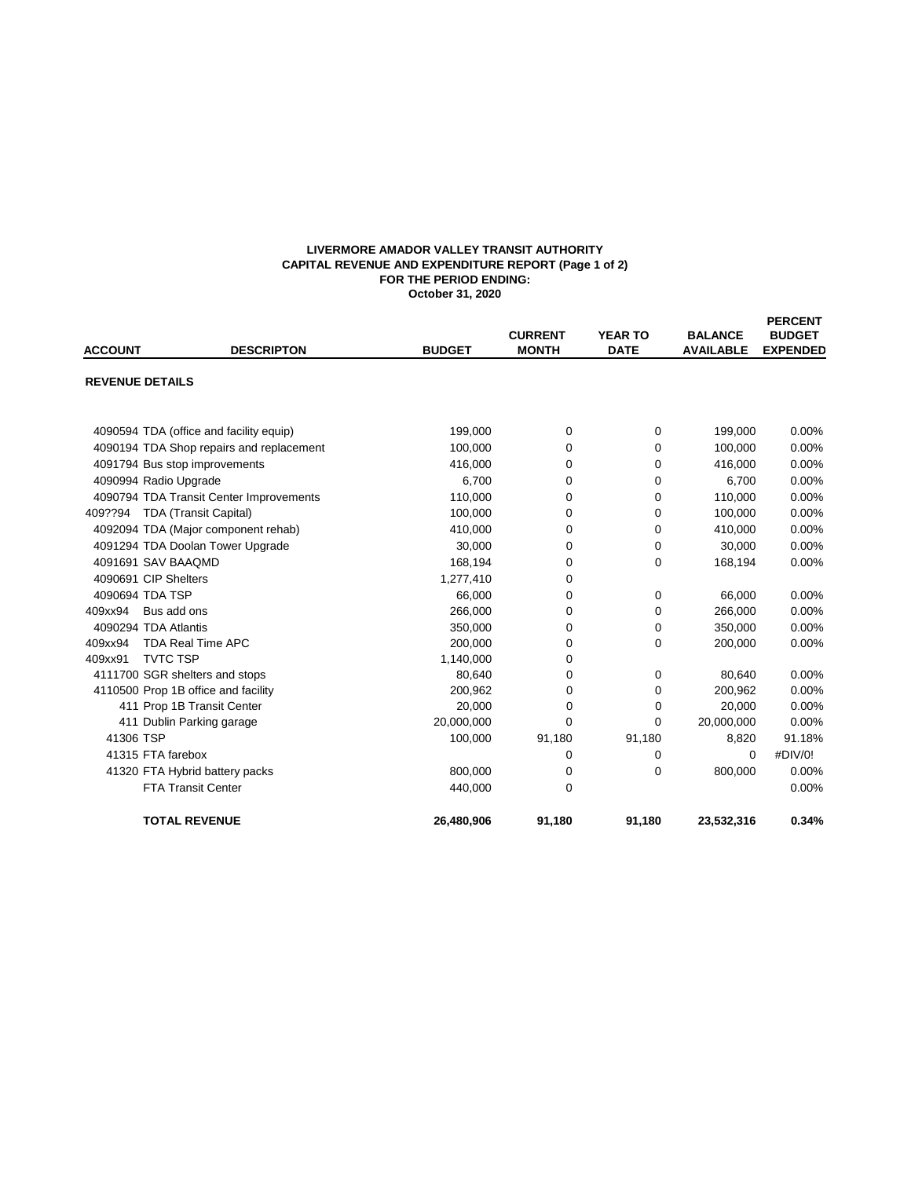**LIVERMORE AMADOR VALLEY TRANSIT AUTHORITY**
**CAPITAL REVENUE AND EXPENDITURE REPORT (Page 1 of 2)**
**FOR THE PERIOD ENDING:**
**October 31, 2020**

| ACCOUNT | DESCRIPTON | BUDGET | CURRENT MONTH | YEAR TO DATE | BALANCE AVAILABLE | PERCENT BUDGET EXPENDED |
|---|---|---|---|---|---|---|
| **REVENUE DETAILS** | | | | | | |
| 4090594 | TDA (office and facility equip) | 199,000 | 0 | 0 | 199,000 | 0.00% |
| 4090194 | TDA Shop repairs and replacement | 100,000 | 0 | 0 | 100,000 | 0.00% |
| 4091794 | Bus stop improvements | 416,000 | 0 | 0 | 416,000 | 0.00% |
| 4090994 | Radio Upgrade | 6,700 | 0 | 0 | 6,700 | 0.00% |
| 4090794 | TDA Transit Center Improvements | 110,000 | 0 | 0 | 110,000 | 0.00% |
| 409??94 | TDA (Transit Capital) | 100,000 | 0 | 0 | 100,000 | 0.00% |
| 4092094 | TDA (Major component rehab) | 410,000 | 0 | 0 | 410,000 | 0.00% |
| 4091294 | TDA Doolan Tower Upgrade | 30,000 | 0 | 0 | 30,000 | 0.00% |
| 4091691 | SAV BAAQMD | 168,194 | 0 | 0 | 168,194 | 0.00% |
| 4090691 | CIP Shelters | 1,277,410 | 0 | | | |
| 4090694 | TDA TSP | 66,000 | 0 | 0 | 66,000 | 0.00% |
| 409xx94 | Bus add ons | 266,000 | 0 | 0 | 266,000 | 0.00% |
| 4090294 | TDA Atlantis | 350,000 | 0 | 0 | 350,000 | 0.00% |
| 409xx94 | TDA Real Time APC | 200,000 | 0 | 0 | 200,000 | 0.00% |
| 409xx91 | TVTC TSP | 1,140,000 | 0 | | | |
| 4111700 | SGR shelters and stops | 80,640 | 0 | 0 | 80,640 | 0.00% |
| 4110500 | Prop 1B office and facility | 200,962 | 0 | 0 | 200,962 | 0.00% |
| 411 | Prop 1B Transit Center | 20,000 | 0 | 0 | 20,000 | 0.00% |
| 411 | Dublin Parking garage | 20,000,000 | 0 | 0 | 20,000,000 | 0.00% |
| 41306 | TSP | 100,000 | 91,180 | 91,180 | 8,820 | 91.18% |
| 41315 | FTA farebox | | 0 | 0 | 0 | #DIV/0! |
| 41320 | FTA Hybrid battery packs | 800,000 | 0 | 0 | 800,000 | 0.00% |
| | FTA Transit Center | 440,000 | 0 | | | 0.00% |
| | **TOTAL REVENUE** | **26,480,906** | **91,180** | **91,180** | **23,532,316** | **0.34%** |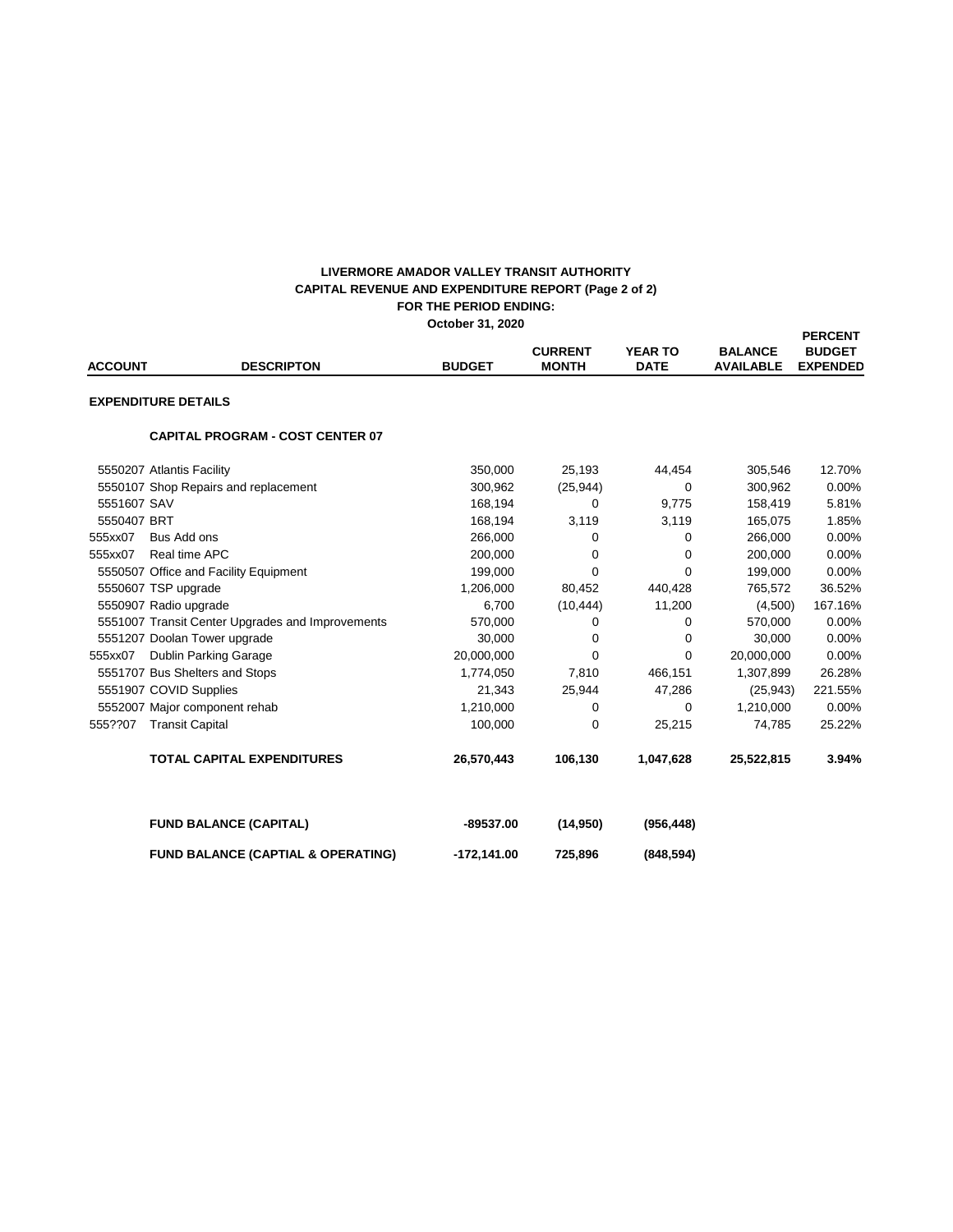# LIVERMORE AMADOR VALLEY TRANSIT AUTHORITY
## CAPITAL REVENUE AND EXPENDITURE REPORT (Page 2 of 2)
### FOR THE PERIOD ENDING:
### October 31, 2020

| ACCOUNT | DESCRIPTON | BUDGET | CURRENT MONTH | YEAR TO DATE | BALANCE AVAILABLE | PERCENT BUDGET EXPENDED |
|---|---|---|---|---|---|---|
| **EXPENDITURE DETAILS** | | | | | | |
| | **CAPITAL PROGRAM - COST CENTER 07** | | | | | |
| 5550207 | Atlantis Facility | 350,000 | 25,193 | 44,454 | 305,546 | 12.70% |
| 5550107 | Shop Repairs and replacement | 300,962 | (25,944) | 0 | 300,962 | 0.00% |
| 5551607 | SAV | 168,194 | 0 | 9,775 | 158,419 | 5.81% |
| 5550407 | BRT | 168,194 | 3,119 | 3,119 | 165,075 | 1.85% |
| 555xx07 | Bus Add ons | 266,000 | 0 | 0 | 266,000 | 0.00% |
| 555xx07 | Real time APC | 200,000 | 0 | 0 | 200,000 | 0.00% |
| 5550507 | Office and Facility Equipment | 199,000 | 0 | 0 | 199,000 | 0.00% |
| 5550607 | TSP upgrade | 1,206,000 | 80,452 | 440,428 | 765,572 | 36.52% |
| 5550907 | Radio upgrade | 6,700 | (10,444) | 11,200 | (4,500) | 167.16% |
| 5551007 | Transit Center Upgrades and Improvements | 570,000 | 0 | 0 | 570,000 | 0.00% |
| 5551207 | Doolan Tower upgrade | 30,000 | 0 | 0 | 30,000 | 0.00% |
| 555xx07 | Dublin Parking Garage | 20,000,000 | 0 | 0 | 20,000,000 | 0.00% |
| 5551707 | Bus Shelters and Stops | 1,774,050 | 7,810 | 466,151 | 1,307,899 | 26.28% |
| 5551907 | COVID Supplies | 21,343 | 25,944 | 47,286 | (25,943) | 221.55% |
| 5552007 | Major component rehab | 1,210,000 | 0 | 0 | 1,210,000 | 0.00% |
| 555??07 | Transit Capital | 100,000 | 0 | 25,215 | 74,785 | 25.22% |
| | **TOTAL CAPITAL EXPENDITURES** | **26,570,443** | **106,130** | **1,047,628** | **25,522,815** | **3.94%** |
| | **FUND BALANCE (CAPITAL)** | **-89537.00** | **(14,950)** | **(956,448)** | | |
| | **FUND BALANCE (CAPTIAL & OPERATING)** | **-172,141.00** | **725,896** | **(848,594)** | | |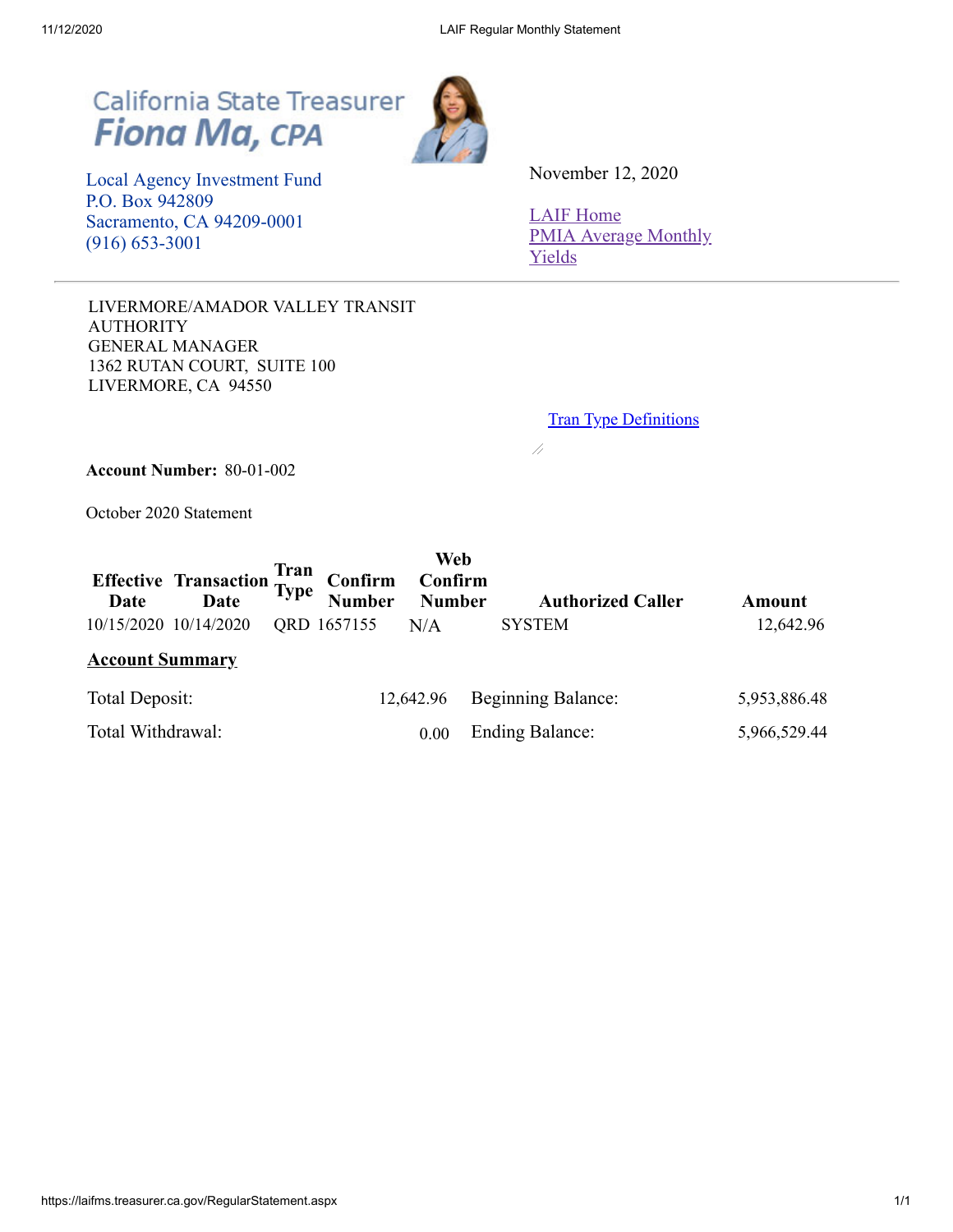California State Treasurer
**Fiona Ma, CPA**

Local Agency Investment Fund
P.O. Box 942809
Sacramento, CA 94209-0001
(916) 653-3001

November 12, 2020

LAIF Home
PMIA Average Monthly Yields

LIVERMORE/AMADOR VALLEY TRANSIT AUTHORITY
GENERAL MANAGER
1362 RUTAN COURT, SUITE 100
LIVERMORE, CA 94550

Tran Type Definitions

**Account Number:** 80-01-002

October 2020 Statement

| Effective Date | Transaction Date | Tran Type | Confirm Number | Web Confirm Number | Authorized Caller | Amount |
|---|---|---|---|---|---|---|
| 10/15/2020 | 10/14/2020 | QRD | 1657155 | N/A | SYSTEM | 12,642.96 |

**Account Summary**

| | | | |
|---|---|---|---|
| Total Deposit: | 12,642.96 | Beginning Balance: | 5,953,886.48 |
| Total Withdrawal: | 0.00 | Ending Balance: | 5,966,529.44 |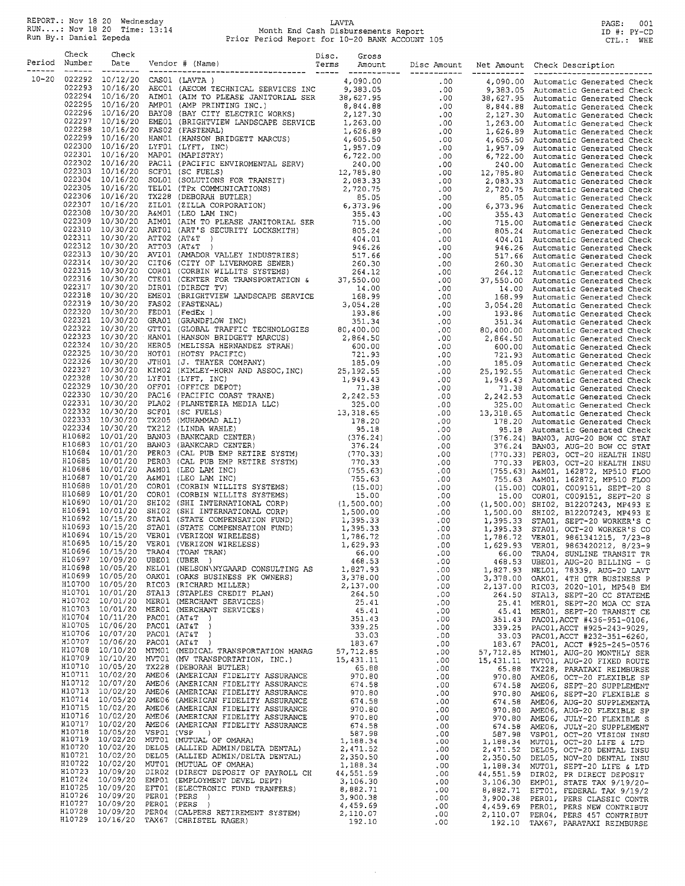REPORT.: Nov 18 20 Wednesday
RUN....: Nov 18 20 Time: 13:14
Run By.: Daniel Zepeda

LAVTA
Month End Cash Disbursements Report
Prior Period Report for 10-20 BANK ACCOUNT 105

PAGE: 001
ID #: PY-CD
CTL.: WHE

| Period | Check Number | Check Date | Vendor # (Name) | Disc. Terms | Gross Amount | Disc Amount | Net Amount | Check Description |
|---|---|---|---|---|---|---|---|---|
| 10-20 | 022292 | 10/12/20 | CAS01 (LAVTA ) | | 4,090.00 | .00 | 4,090.00 | Automatic Generated Check |
| | 022293 | 10/16/20 | AEC01 (AECOM TECHNICAL SERVICES INC | | 9,383.05 | .00 | 9,383.05 | Automatic Generated Check |
| | 022294 | 10/16/20 | AIM01 (AIM TO PLEASE JANITORIAL SER | | 38,627.95 | .00 | 38,627.95 | Automatic Generated Check |
| | 022295 | 10/16/20 | AMP01 (AMP PRINTING INC.) | | 8,844.88 | .00 | 8,844.88 | Automatic Generated Check |
| | 022296 | 10/16/20 | BAY08 (BAY CITY ELECTRIC WORKS) | | 2,127.30 | .00 | 2,127.30 | Automatic Generated Check |
| | 022297 | 10/16/20 | EME01 (BRIGHTVIEW LANDSCAPE SERVICE | | 1,263.00 | .00 | 1,263.00 | Automatic Generated Check |
| | 022298 | 10/16/20 | FAS02 (FASTENAL) | | 1,626.89 | .00 | 1,626.89 | Automatic Generated Check |
| | 022299 | 10/16/20 | HAN01 (HANSON BRIDGETT MARCUS) | | 4,605.50 | .00 | 4,605.50 | Automatic Generated Check |
| | 022300 | 10/16/20 | LYF01 (LYFT, INC) | | 1,957.09 | .00 | 1,957.09 | Automatic Generated Check |
| | 022301 | 10/16/20 | MAP01 (MAPISTRY) | | 6,722.00 | .00 | 6,722.00 | Automatic Generated Check |
| | 022302 | 10/16/20 | PAC11 (PACIFIC ENVIROMENTAL SERV) | | 240.00 | .00 | 240.00 | Automatic Generated Check |
| | 022303 | 10/16/20 | SCF01 (SC FUELS) | | 12,785.80 | .00 | 12,785.80 | Automatic Generated Check |
| | 022304 | 10/16/20 | SOL01 (SOLUTIONS FOR TRANSIT) | | 2,083.33 | .00 | 2,083.33 | Automatic Generated Check |
| | 022305 | 10/16/20 | TEL01 (TPx COMMUNICATIONS) | | 2,720.75 | .00 | 2,720.75 | Automatic Generated Check |
| | 022306 | 10/16/20 | TX228 (DEBORAH BUTLER) | | 85.05 | .00 | 85.05 | Automatic Generated Check |
| | 022307 | 10/16/20 | ZIL01 (ZILLA CORPORATION) | | 6,373.96 | .00 | 6,373.96 | Automatic Generated Check |
| | 022308 | 10/30/20 | A&M01 (LEO LAM INC) | | 355.43 | .00 | 355.43 | Automatic Generated Check |
| | 022309 | 10/30/20 | AIM01 (AIM TO PLEASE JANITORIAL SER | | 715.00 | .00 | 715.00 | Automatic Generated Check |
| | 022310 | 10/30/20 | ART01 (ART'S SECURITY LOCKSMITH) | | 805.24 | .00 | 805.24 | Automatic Generated Check |
| | 022311 | 10/30/20 | ATT02 (AT&T ) | | 404.01 | .00 | 404.01 | Automatic Generated Check |
| | 022312 | 10/30/20 | ATT03 (AT&T ) | | 946.26 | .00 | 946.26 | Automatic Generated Check |
| | 022313 | 10/30/20 | AVI01 (AMADOR VALLEY INDUSTRIES) | | 517.66 | .00 | 517.66 | Automatic Generated Check |
| | 022314 | 10/30/20 | CIT06 (CITY OF LIVERMORE SEWER) | | 260.30 | .00 | 260.30 | Automatic Generated Check |
| | 022315 | 10/30/20 | COR01 (CORBIN WILLITS SYSTEMS) | | 264.12 | .00 | 264.12 | Automatic Generated Check |
| | 022316 | 10/30/20 | CTE01 (CENTER FOR TRANSPORTATION & | | 37,550.00 | .00 | 37,550.00 | Automatic Generated Check |
| | 022317 | 10/30/20 | DIR01 (DIRECT TV) | | 14.00 | .00 | 14.00 | Automatic Generated Check |
| | 022318 | 10/30/20 | EME01 (BRIGHTVIEW LANDSCAPE SERVICE | | 168.99 | .00 | 168.99 | Automatic Generated Check |
| | 022319 | 10/30/20 | FAS02 (FASTENAL) | | 3,054.28 | .00 | 3,054.28 | Automatic Generated Check |
| | 022320 | 10/30/20 | FED01 (FedEx ) | | 193.86 | .00 | 193.86 | Automatic Generated Check |
| | 022321 | 10/30/20 | GRA01 (GRANDFLOW INC) | | 351.34 | .00 | 351.34 | Automatic Generated Check |
| | 022322 | 10/30/20 | GTT01 (GLOBAL TRAFFIC TECHNOLOGIES | | 80,400.00 | .00 | 80,400.00 | Automatic Generated Check |
| | 022323 | 10/30/20 | HAN01 (HANSON BRIDGETT MARCUS) | | 2,864.50 | .00 | 2,864.50 | Automatic Generated Check |
| | 022324 | 10/30/20 | HER05 (MELISSA HERNANDEZ STRAH) | | 600.00 | .00 | 600.00 | Automatic Generated Check |
| | 022325 | 10/30/20 | HOT01 (HOTSY PACIFIC) | | 721.93 | .00 | 721.93 | Automatic Generated Check |
| | 022326 | 10/30/20 | JTH01 (J. THAYER COMPANY) | | 185.09 | .00 | 185.09 | Automatic Generated Check |
| | 022327 | 10/30/20 | KIM02 (KIMLEY-HORN AND ASSOC,INC) | | 25,192.55 | .00 | 25,192.55 | Automatic Generated Check |
| | 022328 | 10/30/20 | LYF01 (LYFT, INC) | | 1,949.43 | .00 | 1,949.43 | Automatic Generated Check |
| | 022329 | 10/30/20 | OFF01 (OFFICE DEPOT) | | 71.38 | .00 | 71.38 | Automatic Generated Check |
| | 022330 | 10/30/20 | PAC16 (PACIFIC COAST TRANE) | | 2,242.53 | .00 | 2,242.53 | Automatic Generated Check |
| | 022331 | 10/30/20 | PLA02 (PLANETERIA MEDIA LLC) | | 325.00 | .00 | 325.00 | Automatic Generated Check |
| | 022332 | 10/30/20 | SCF01 (SC FUELS) | | 13,318.65 | .00 | 13,318.65 | Automatic Generated Check |
| | 022333 | 10/30/20 | TX205 (MUHAMMAD ALI) | | 178.20 | .00 | 178.20 | Automatic Generated Check |
| | 022334 | 10/30/20 | TX212 (LINDA WAHLE) | | 95.18 | .00 | 95.18 | Automatic Generated Check |
| | H10682 | 10/01/20 | BAN03 (BANKCARD CENTER) | | (376.24) | .00 | (376.24) | BAN03, AUG-20 BOW CC STAT |
| | H10683 | 10/01/20 | BAN03 (BANKCARD CENTER) | | 376.24 | .00 | 376.24 | BAN03, AUG-20 BOW CC STAT |
| | H10684 | 10/01/20 | PER03 (CAL PUB EMP RETIRE SYSTM) | | (770.33) | .00 | (770.33) | PER03, OCT-20 HEALTH INSU |
| | H10685 | 10/01/20 | PER03 (CAL PUB EMP RETIRE SYSTM) | | 770.33 | .00 | 770.33 | PER03, OCT-20 HEALTH INSU |
| | H10686 | 10/01/20 | A&M01 (LEO LAM INC) | | (755.63) | .00 | (755.63) | A&M01, 162872, MP510 FLOO |
| | H10687 | 10/01/20 | A&M01 (LEO LAM INC) | | 755.63 | .00 | 755.63 | A&M01, 162872, MP510 FLOO |
| | H10688 | 10/01/20 | COR01 (CORBIN WILLITS SYSTEMS) | | (15.00) | .00 | (15.00) | COR01, C009151, SEPT-20 S |
| | H10689 | 10/01/20 | COR01 (CORBIN WILLITS SYSTEMS) | | 15.00 | .00 | 15.00 | COR01, C009151, SEPT-20 S |
| | H10690 | 10/01/20 | SHI02 (SHI INTERNATIONAL CORP) | | (1,500.00) | .00 | (1,500.00) | SHI02, B12207243, MP493 E |
| | H10691 | 10/01/20 | SHI02 (SHI INTERNATIONAL CORP) | | 1,500.00 | .00 | 1,500.00 | SHI02, B12207243, MP493 E |
| | H10692 | 10/15/20 | STA01 (STATE COMPENSATION FUND) | | 1,395.33 | .00 | 1,395.33 | STA01, SEPT-20 WORKER'S C |
| | H10693 | 10/15/20 | STA01 (STATE COMPENSATION FUND) | | 1,395.33 | .00 | 1,395.33 | STA01, OCT-20 WORKER'S CO |
| | H10694 | 10/15/20 | VER01 (VERIZON WIRELESS) | | 1,786.72 | .00 | 1,786.72 | VER01, 9861341215, 7/23-8 |
| | H10695 | 10/15/20 | VER01 (VERIZON WIRELESS) | | 1,629.93 | .00 | 1,629.93 | VER01, 9863420212, 8/23-9 |
| | H10696 | 10/15/20 | TRA04 (TOAN TRAN) | | 66.00 | .00 | 66.00 | TRA04, SUNLINE TRANSIT TR |
| | H10697 | 10/09/20 | UBE01 (UBER ) | | 468.53 | .00 | 468.53 | UBE01, AUG-20 BILLING - G |
| | H10698 | 10/05/20 | NEL01 (NELSON\NYGAARD CONSULTING AS | | 1,827.93 | .00 | 1,827.93 | NEL01, 78339, AUG-20 LAVT |
| | H10699 | 10/05/20 | OAK01 (OAKS BUSINESS PK OWNERS) | | 3,378.00 | .00 | 3,378.00 | OAK01, 4TH QTR BUSINESS P |
| | H10700 | 10/05/20 | RIC03 (RICHARD MILLER) | | 2,137.00 | .00 | 2,137.00 | RIC03, 2020-101, MP548 EM |
| | H10701 | 10/01/20 | STA13 (STAPLES CREDIT PLAN) | | 264.50 | .00 | 264.50 | STA13, SEPT-20 CC STATEME |
| | H10702 | 10/01/20 | MER01 (MERCHANT SERVICES) | | 25.41 | .00 | 25.41 | MER01, SEPT-20 MOA CC STA |
| | H10703 | 10/01/20 | MER01 (MERCHANT SERVICES) | | 45.41 | .00 | 45.41 | MER01, SEPT-20 TRANSIT CE |
| | H10704 | 10/11/20 | PAC01 (AT&T ) | | 351.43 | .00 | 351.43 | PAC01,ACCT #436-951-0106, |
| | H10705 | 10/06/20 | PAC01 (AT&T ) | | 339.25 | .00 | 339.25 | PAC01,ACCT #925-243-9029, |
| | H10706 | 10/07/20 | PAC01 (AT&T ) | | 33.03 | .00 | 33.03 | PAC01,ACCT #232-351-6260, |
| | H10707 | 10/06/20 | PAC01 (AT&T ) | | 183.67 | .00 | 183.67 | PAC01, ACCT #925-245-0576 |
| | H10708 | 10/10/20 | MTM01 (MEDICAL TRANSPORTATION MANAG | | 57,712.85 | .00 | 57,712.85 | MTM01, AUG-20 MONTHLY SER |
| | H10709 | 10/10/20 | MVT01 (MV TRANSPORTATION, INC.) | | 15,431.11 | .00 | 15,431.11 | MVT01, AUG-20 FIXED ROUTE |
| | H10710 | 10/05/20 | TX228 (DEBORAH BUTLER) | | 65.88 | .00 | 65.88 | TX228, PARATAXI REIMBURSE |
| | H10711 | 10/02/20 | AME06 (AMERICAN FIDELITY ASSURANCE | | 970.80 | .00 | 970.80 | AME06, OCT-20 FLEXIBLE SP |
| | H10712 | 10/07/20 | AME06 (AMERICAN FIDELITY ASSURANCE | | 674.58 | .00 | 674.58 | AME06, SEPT-20 SUPPLEMENT |
| | H10713 | 10/02/20 | AME06 (AMERICAN FIDELITY ASSURANCE | | 970.80 | .00 | 970.80 | AME06, SEPT-20 FLEXIBLE S |
| | H10714 | 10/05/20 | AME06 (AMERICAN FIDELITY ASSURANCE | | 674.58 | .00 | 674.58 | AME06, AUG-20 SUPPLEMENTA |
| | H10715 | 10/02/20 | AME06 (AMERICAN FIDELITY ASSURANCE | | 970.80 | .00 | 970.80 | AME06, AUG-20 FLEXIBLE SP |
| | H10716 | 10/02/20 | AME06 (AMERICAN FIDELITY ASSURANCE | | 970.80 | .00 | 970.80 | AME06, JULY-20 FLEXIBLE S |
| | H10717 | 10/02/20 | AME06 (AMERICAN FIDELITY ASSURANCE | | 674.58 | .00 | 674.58 | AME06, JULY-20 SUPPLEMENT |
| | H10718 | 10/05/20 | VSP01 (VSP ) | | 587.98 | .00 | 587.98 | VSP01, OCT-20 VISION INSU |
| | H10719 | 10/02/20 | MUT01 (MUTUAL OF OMAHA) | | 1,188.34 | .00 | 1,188.34 | MUT01, OCT-20 LIFE & LTD |
| | H10720 | 10/02/20 | DEL05 (ALLIED ADMIN/DELTA DENTAL) | | 2,471.52 | .00 | 2,471.52 | DEL05, OCT-20 DENTAL INSU |
| | H10721 | 10/02/20 | DEL05 (ALLIED ADMIN/DELTA DENTAL) | | 2,350.50 | .00 | 2,350.50 | DEL05, NOV-20 DENTAL INSU |
| | H10722 | 10/02/20 | MUT01 (MUTUAL OF OMAHA) | | 1,188.34 | .00 | 1,188.34 | MUT01, SEPT-20 LIFE & LTD |
| | H10723 | 10/09/20 | DIR02 (DIRECT DEPOSIT OF PAYROLL CH | | 44,551.59 | .00 | 44,551.59 | DIR02, PR DIRECT DEPOSIT |
| | H10724 | 10/09/20 | EMP01 (EMPLOYMENT DEVEL DEPT) | | 3,106.30 | .00 | 3,106.30 | EMP01, STATE TAX 9/19/20- |
| | H10725 | 10/09/20 | EFT01 (ELECTRONIC FUND TRANFERS) | | 8,882.71 | .00 | 8,882.71 | EFT01, FEDERAL TAX 9/19/2 |
| | H10726 | 10/09/20 | PER01 (PERS ) | | 3,900.38 | .00 | 3,900.38 | PER01, PERS CLASSIC CONTR |
| | H10727 | 10/09/20 | PER01 (PERS ) | | 4,459.69 | .00 | 4,459.69 | PER01, PERS NEW CONTRIBUT |
| | H10728 | 10/09/20 | PER04 (CALPERS RETIREMENT SYSTEM) | | 2,110.07 | .00 | 2,110.07 | PER04, PERS 457 CONTRIBUT |
| | H10729 | 10/16/20 | TAX67 (CHRISTEL RAGER) | | 192.10 | .00 | 192.10 | TAX67, PARATAXI REIMBURSE |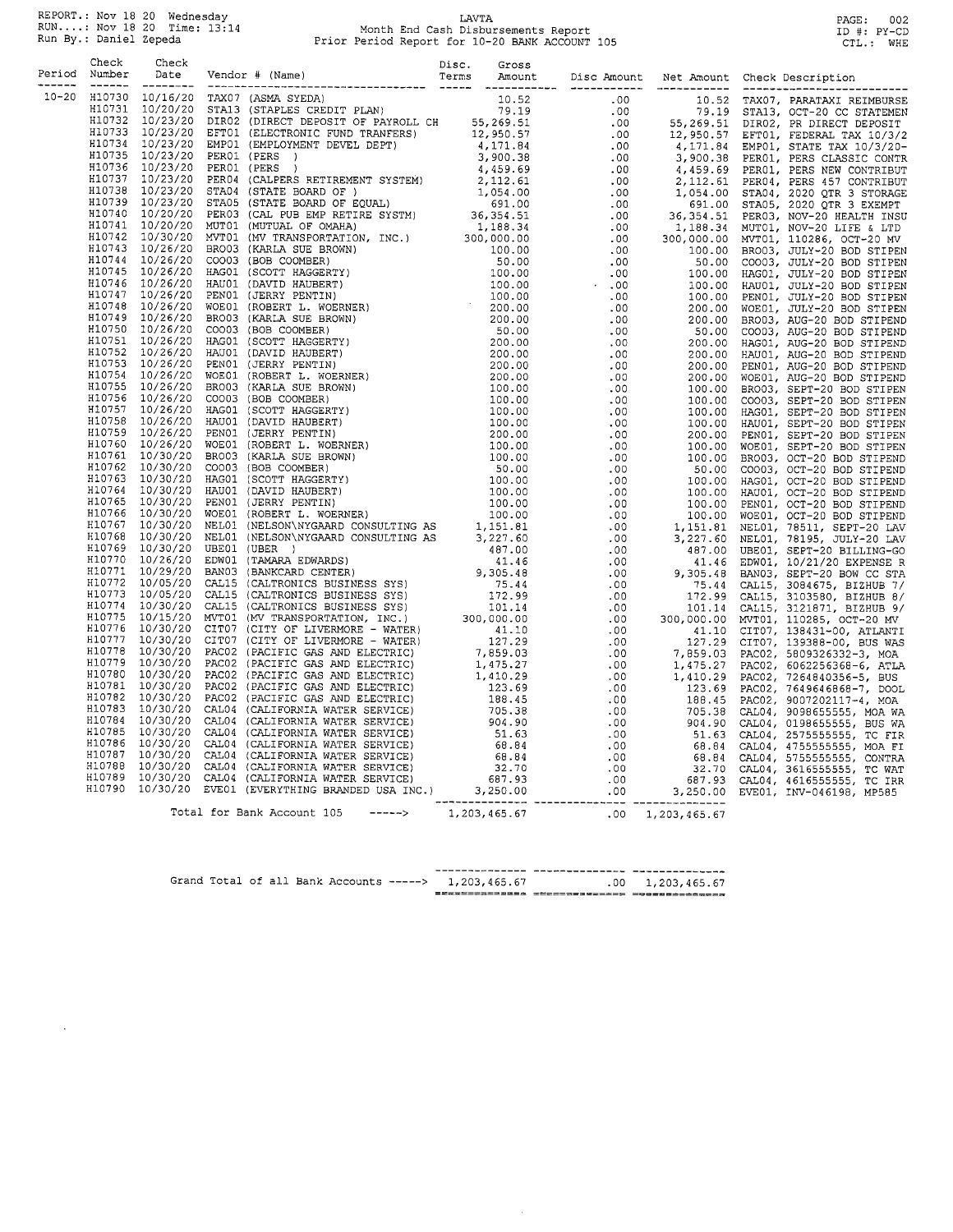REPORT.: Nov 18 20 Wednesday
RUN....: Nov 18 20 Time: 13:14
Run By.: Daniel Zepeda

LAVTA
Month End Cash Disbursements Report
Prior Period Report for 10-20 BANK ACCOUNT 105

ID #: PY-CD
CTL.: WHE

| Period | Check Number | Check Date | Vendor # (Name) | Disc. Terms | Gross Amount | Disc Amount | Net Amount | Check Description |
|---|---|---|---|---|---|---|---|---|
| 10-20 | H10730 | 10/16/20 | TAX07 (ASMA SYEDA) | | 10.52 | .00 | 10.52 | TAX07, PARATAXI REIMBURSE |
| | H10731 | 10/20/20 | STA13 (STAPLES CREDIT PLAN) | | 79.19 | .00 | 79.19 | STA13, OCT-20 CC STATEMEN |
| | H10732 | 10/23/20 | DIR02 (DIRECT DEPOSIT OF PAYROLL CH | | 55,269.51 | .00 | 55,269.51 | DIR02, PR DIRECT DEPOSIT |
| | H10733 | 10/23/20 | EFT01 (ELECTRONIC FUND TRANFERS) | | 12,950.57 | .00 | 12,950.57 | EFT01, FEDERAL TAX 10/3/2 |
| | H10734 | 10/23/20 | EMP01 (EMPLOYMENT DEVEL DEPT) | | 4,171.84 | .00 | 4,171.84 | EMP01, STATE TAX 10/3/20- |
| | H10735 | 10/23/20 | PER01 (PERS ) | | 3,900.38 | .00 | 3,900.38 | PER01, PERS CLASSIC CONTR |
| | H10736 | 10/23/20 | PER01 (PERS ) | | 4,459.69 | .00 | 4,459.69 | PER01, PERS NEW CONTRIBUT |
| | H10737 | 10/23/20 | PER04 (CALPERS RETIREMENT SYSTEM) | | 2,112.61 | .00 | 2,112.61 | PER04, PERS 457 CONTRIBUT |
| | H10738 | 10/23/20 | STA04 (STATE BOARD OF ) | | 1,054.00 | .00 | 1,054.00 | STA04, 2020 QTR 3 STORAGE |
| | H10739 | 10/23/20 | STA05 (STATE BOARD OF EQUAL) | | 691.00 | .00 | 691.00 | STA05, 2020 QTR 3 EXEMPT |
| | H10740 | 10/20/20 | PER03 (CAL PUB EMP RETIRE SYSTM) | | 36,354.51 | .00 | 36,354.51 | PER03, NOV-20 HEALTH INSU |
| | H10741 | 10/20/20 | MUT01 (MUTUAL OF OMAHA) | | 1,188.34 | .00 | 1,188.34 | MUT01, NOV-20 LIFE & LTD |
| | H10742 | 10/30/20 | MVT01 (MV TRANSPORTATION, INC.) | | 300,000.00 | .00 | 300,000.00 | MVT01, 110286, OCT-20 MV |
| | H10743 | 10/26/20 | BRO03 (KARLA SUE BROWN) | | 100.00 | .00 | 100.00 | BRO03, JULY-20 BOD STIPEN |
| | H10744 | 10/26/20 | COO03 (BOB COOMBER) | | 50.00 | .00 | 50.00 | COO03, JULY-20 BOD STIPEN |
| | H10745 | 10/26/20 | HAG01 (SCOTT HAGGERTY) | | 100.00 | .00 | 100.00 | HAG01, JULY-20 BOD STIPEN |
| | H10746 | 10/26/20 | HAU01 (DAVID HAUBERT) | | 100.00 | .00 | 100.00 | HAU01, JULY-20 BOD STIPEN |
| | H10747 | 10/26/20 | PEN01 (JERRY PENTIN) | | 100.00 | .00 | 100.00 | PEN01, JULY-20 BOD STIPEN |
| | H10748 | 10/26/20 | WOE01 (ROBERT L. WOERNER) | | 200.00 | .00 | 200.00 | WOE01, JULY-20 BOD STIPEN |
| | H10749 | 10/26/20 | BRO03 (KARLA SUE BROWN) | | 200.00 | .00 | 200.00 | BRO03, AUG-20 BOD STIPEND |
| | H10750 | 10/26/20 | COO03 (BOB COOMBER) | | 50.00 | .00 | 50.00 | COO03, AUG-20 BOD STIPEND |
| | H10751 | 10/26/20 | HAG01 (SCOTT HAGGERTY) | | 200.00 | .00 | 200.00 | HAG01, AUG-20 BOD STIPEND |
| | H10752 | 10/26/20 | HAU01 (DAVID HAUBERT) | | 200.00 | .00 | 200.00 | HAU01, AUG-20 BOD STIPEND |
| | H10753 | 10/26/20 | PEN01 (JERRY PENTIN) | | 200.00 | .00 | 200.00 | PEN01, AUG-20 BOD STIPEND |
| | H10754 | 10/26/20 | WOE01 (ROBERT L. WOERNER) | | 200.00 | .00 | 200.00 | WOE01, AUG-20 BOD STIPEND |
| | H10755 | 10/26/20 | BRO03 (KARLA SUE BROWN) | | 100.00 | .00 | 100.00 | BRO03, SEPT-20 BOD STIPEN |
| | H10756 | 10/26/20 | COO03 (BOB COOMBER) | | 100.00 | .00 | 100.00 | COO03, SEPT-20 BOD STIPEN |
| | H10757 | 10/26/20 | HAG01 (SCOTT HAGGERTY) | | 100.00 | .00 | 100.00 | HAG01, SEPT-20 BOD STIPEN |
| | H10758 | 10/26/20 | HAU01 (DAVID HAUBERT) | | 100.00 | .00 | 100.00 | HAU01, SEPT-20 BOD STIPEN |
| | H10759 | 10/26/20 | PEN01 (JERRY PENTIN) | | 200.00 | .00 | 200.00 | PEN01, SEPT-20 BOD STIPEN |
| | H10760 | 10/26/20 | WOE01 (ROBERT L. WOERNER) | | 100.00 | .00 | 100.00 | WOE01, SEPT-20 BOD STIPEN |
| | H10761 | 10/30/20 | BRO03 (KARLA SUE BROWN) | | 100.00 | .00 | 100.00 | BRO03, OCT-20 BOD STIPEND |
| | H10762 | 10/30/20 | COO03 (BOB COOMBER) | | 50.00 | .00 | 50.00 | COO03, OCT-20 BOD STIPEND |
| | H10763 | 10/30/20 | HAG01 (SCOTT HAGGERTY) | | 100.00 | .00 | 100.00 | HAG01, OCT-20 BOD STIPEND |
| | H10764 | 10/30/20 | HAU01 (DAVID HAUBERT) | | 100.00 | .00 | 100.00 | HAU01, OCT-20 BOD STIPEND |
| | H10765 | 10/30/20 | PEN01 (JERRY PENTIN) | | 100.00 | .00 | 100.00 | PEN01, OCT-20 BOD STIPEND |
| | H10766 | 10/30/20 | WOE01 (ROBERT L. WOERNER) | | 100.00 | .00 | 100.00 | WOE01, OCT-20 BOD STIPEND |
| | H10767 | 10/30/20 | NEL01 (NELSON\NYGAARD CONSULTING AS | | 1,151.81 | .00 | 1,151.81 | NEL01, 78511, SEPT-20 LAV |
| | H10768 | 10/30/20 | NEL01 (NELSON\NYGAARD CONSULTING AS | | 3,227.60 | .00 | 3,227.60 | NEL01, 78195, JULY-20 LAV |
| | H10769 | 10/30/20 | UBE01 (UBER ) | | 487.00 | .00 | 487.00 | UBE01, SEPT-20 BILLING-GO |
| | H10770 | 10/26/20 | EDW01 (TAMARA EDWARDS) | | 41.46 | .00 | 41.46 | EDW01, 10/21/20 EXPENSE R |
| | H10771 | 10/29/20 | BAN03 (BANKCARD CENTER) | | 9,305.48 | .00 | 9,305.48 | BAN03, SEPT-20 BOW CC STA |
| | H10772 | 10/05/20 | CAL15 (CALTRONICS BUSINESS SYS) | | 75.44 | .00 | 75.44 | CAL15, 3084675, BIZHUB 7/ |
| | H10773 | 10/05/20 | CAL15 (CALTRONICS BUSINESS SYS) | | 172.99 | .00 | 172.99 | CAL15, 3103580, BIZHUB 8/ |
| | H10774 | 10/30/20 | CAL15 (CALTRONICS BUSINESS SYS) | | 101.14 | .00 | 101.14 | CAL15, 3121871, BIZHUB 9/ |
| | H10775 | 10/15/20 | MVT01 (MV TRANSPORTATION, INC.) | | 300,000.00 | .00 | 300,000.00 | MVT01, 110285, OCT-20 MV |
| | H10776 | 10/30/20 | CIT07 (CITY OF LIVERMORE - WATER) | | 41.10 | .00 | 41.10 | CIT07, 138431-00, ATLANTI |
| | H10777 | 10/30/20 | CIT07 (CITY OF LIVERMORE - WATER) | | 127.29 | .00 | 127.29 | CIT07, 139388-00, BUS WAS |
| | H10778 | 10/30/20 | PAC02 (PACIFIC GAS AND ELECTRIC) | | 7,859.03 | .00 | 7,859.03 | PAC02, 5809326332-3, MOA |
| | H10779 | 10/30/20 | PAC02 (PACIFIC GAS AND ELECTRIC) | | 1,475.27 | .00 | 1,475.27 | PAC02, 6062256368-6, ATLA |
| | H10780 | 10/30/20 | PAC02 (PACIFIC GAS AND ELECTRIC) | | 1,410.29 | .00 | 1,410.29 | PAC02, 7264840356-5, BUS |
| | H10781 | 10/30/20 | PAC02 (PACIFIC GAS AND ELECTRIC) | | 123.69 | .00 | 123.69 | PAC02, 7649646868-7, DOOL |
| | H10782 | 10/30/20 | PAC02 (PACIFIC GAS AND ELECTRIC) | | 188.45 | .00 | 188.45 | PAC02, 9007202117-4, MOA |
| | H10783 | 10/30/20 | CAL04 (CALIFORNIA WATER SERVICE) | | 705.38 | .00 | 705.38 | CAL04, 9098655555, MOA WA |
| | H10784 | 10/30/20 | CAL04 (CALIFORNIA WATER SERVICE) | | 904.90 | .00 | 904.90 | CAL04, 0198655555, BUS WA |
| | H10785 | 10/30/20 | CAL04 (CALIFORNIA WATER SERVICE) | | 51.63 | .00 | 51.63 | CAL04, 2575555555, TC FIR |
| | H10786 | 10/30/20 | CAL04 (CALIFORNIA WATER SERVICE) | | 68.84 | .00 | 68.84 | CAL04, 4755555555, MOA FI |
| | H10787 | 10/30/20 | CAL04 (CALIFORNIA WATER SERVICE) | | 68.84 | .00 | 68.84 | CAL04, 5755555555, CONTRA |
| | H10788 | 10/30/20 | CAL04 (CALIFORNIA WATER SERVICE) | | 32.70 | .00 | 32.70 | CAL04, 3616555555, TC WAT |
| | H10789 | 10/30/20 | CAL04 (CALIFORNIA WATER SERVICE) | | 687.93 | .00 | 687.93 | CAL04, 4616555555, TC IRR |
| | H10790 | 10/30/20 | EVE01 (EVERYTHING BRANDED USA INC.) | | 3,250.00 | .00 | 3,250.00 | EVE01, INV-046198, MP585 |
| | | | Total for Bank Account 105 -----> | | 1,203,465.67 | .00 | 1,203,465.67 | |

| | Gross Amount | Disc Amount | Net Amount |
|---|---|---|---|
| Grand Total of all Bank Accounts -----> | 1,203,465.67 | .00 | 1,203,465.67 |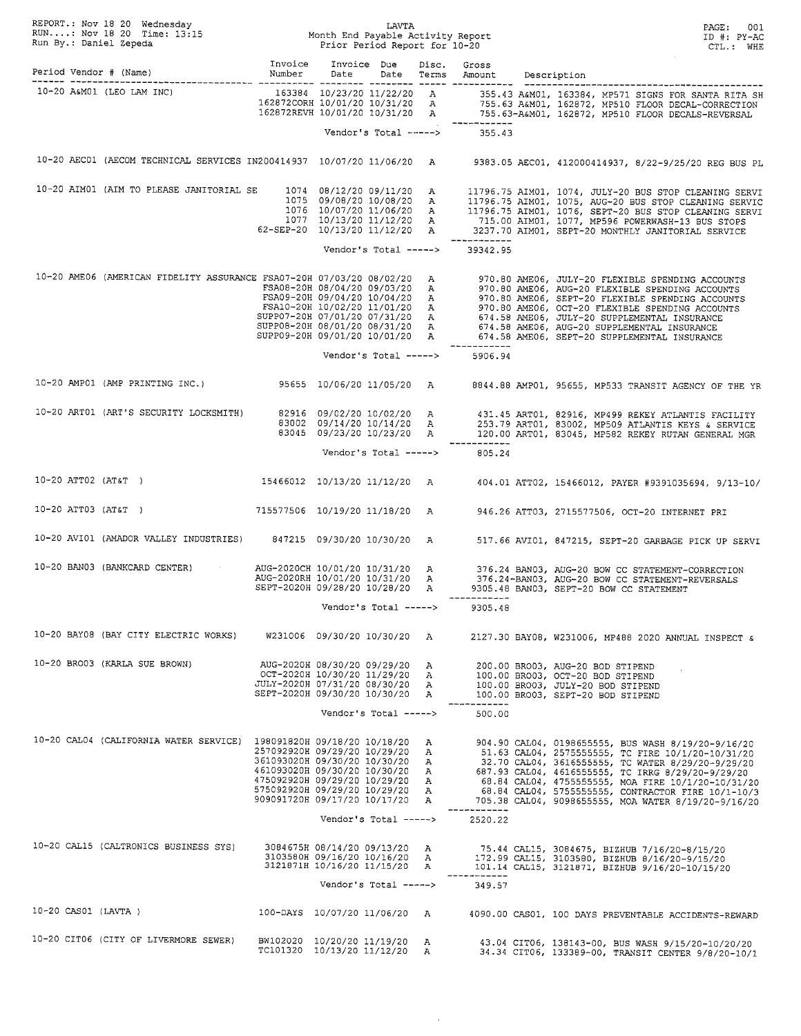REPORT.: Nov 18 20 Wednesday
RUN....: Nov 18 20 Time: 13:15
Run By.: Daniel Zepeda

LAVTA
Month End Payable Activity Report
Prior Period Report for 10-20

ID #: PY-AC
CTL.: WHE

| Period | Vendor # (Name) | Invoice Number | Invoice Date | Due Date | Disc. Terms | Gross Amount | Description |
|---|---|---|---|---|---|---|---|
| 10-20 | A&M01 (LEO LAM INC) | 163384 | 10/23/20 | 11/22/20 | A | 355.43 | A&M01, 163384, MP571 SIGNS FOR SANTA RITA SH |
| | | 162872CORH | 10/01/20 | 10/31/20 | A | 755.63 | A&M01, 162872, MP510 FLOOR DECAL-CORRECTION |
| | | 162872REVH | 10/01/20 | 10/31/20 | A | 755.63- | A&M01, 162872, MP510 FLOOR DECALS-REVERSAL |
| | | | Vendor's Total -----> | | | 355.43 | |
| 10-20 | AEC01 (AECOM TECHNICAL SERVICES IN | 200414937 | 10/07/20 | 11/06/20 | A | 9383.05 | AEC01, 412000414937, 8/22-9/25/20 REG BUS PL |
| 10-20 | AIM01 (AIM TO PLEASE JANITORIAL SE | 1074 | 08/12/20 | 09/11/20 | A | 11796.75 | AIM01, 1074, JULY-20 BUS STOP CLEANING SERVI |
| | | 1075 | 09/08/20 | 10/08/20 | A | 11796.75 | AIM01, 1075, AUG-20 BUS STOP CLEANING SERVIC |
| | | 1076 | 10/07/20 | 11/06/20 | A | 11796.75 | AIM01, 1076, SEPT-20 BUS STOP CLEANING SERVI |
| | | 1077 | 10/13/20 | 11/12/20 | A | 715.00 | AIM01, 1077, MP596 POWERWASH-13 BUS STOPS |
| | | 62-SEP-20 | 10/13/20 | 11/12/20 | A | 3237.70 | AIM01, SEPT-20 MONTHLY JANITORIAL SERVICE |
| | | | Vendor's Total -----> | | | 39342.95 | |
| 10-20 | AME06 (AMERICAN FIDELITY ASSURANCE | FSA07-20H | 07/03/20 | 08/02/20 | A | 970.80 | AME06, JULY-20 FLEXIBLE SPENDING ACCOUNTS |
| | | FSA08-20H | 08/04/20 | 09/03/20 | A | 970.80 | AME06, AUG-20 FLEXIBLE SPENDING ACCOUNTS |
| | | FSA09-20H | 09/04/20 | 10/04/20 | A | 970.80 | AME06, SEPT-20 FLEXIBLE SPENDING ACCOUNTS |
| | | FSA10-20H | 10/02/20 | 11/01/20 | A | 970.80 | AME06, OCT-20 FLEXIBLE SPENDING ACCOUNTS |
| | | SUPP07-20H | 07/01/20 | 07/31/20 | A | 674.58 | AME06, JULY-20 SUPPLEMENTAL INSURANCE |
| | | SUPP08-20H | 08/01/20 | 08/31/20 | A | 674.58 | AME06, AUG-20 SUPPLEMENTAL INSURANCE |
| | | SUPP09-20H | 09/01/20 | 10/01/20 | A | 674.58 | AME06, SEPT-20 SUPPLEMENTAL INSURANCE |
| | | | Vendor's Total -----> | | | 5906.94 | |
| 10-20 | AMP01 (AMP PRINTING INC.) | 95655 | 10/06/20 | 11/05/20 | A | 8844.88 | AMP01, 95655, MP533 TRANSIT AGENCY OF THE YR |
| 10-20 | ART01 (ART'S SECURITY LOCKSMITH) | 82916 | 09/02/20 | 10/02/20 | A | 431.45 | ART01, 82916, MP499 REKEY ATLANTIS FACILITY |
| | | 83002 | 09/14/20 | 10/14/20 | A | 253.79 | ART01, 83002, MP509 ATLANTIS KEYS & SERVICE |
| | | 83045 | 09/23/20 | 10/23/20 | A | 120.00 | ART01, 83045, MP582 REKEY RUTAN GENERAL MGR |
| | | | Vendor's Total -----> | | | 805.24 | |
| 10-20 | ATT02 (AT&T ) | 15466012 | 10/13/20 | 11/12/20 | A | 404.01 | ATT02, 15466012, PAYER #9391035694, 9/13-10/ |
| 10-20 | ATT03 (AT&T ) | 715577506 | 10/19/20 | 11/18/20 | A | 946.26 | ATT03, 2715577506, OCT-20 INTERNET PRI |
| 10-20 | AVI01 (AMADOR VALLEY INDUSTRIES) | 847215 | 09/30/20 | 10/30/20 | A | 517.66 | AVI01, 847215, SEPT-20 GARBAGE PICK UP SERVI |
| 10-20 | BAN03 (BANKCARD CENTER) | AUG-2020CH | 10/01/20 | 10/31/20 | A | 376.24 | BAN03, AUG-20 BOW CC STATEMENT-CORRECTION |
| | | AUG-2020RH | 10/01/20 | 10/31/20 | A | 376.24- | BAN03, AUG-20 BOW CC STATEMENT-REVERSALS |
| | | SEPT-2020H | 09/28/20 | 10/28/20 | A | 9305.48 | BAN03, SEPT-20 BOW CC STATEMENT |
| | | | Vendor's Total -----> | | | 9305.48 | |
| 10-20 | BAY08 (BAY CITY ELECTRIC WORKS) | W231006 | 09/30/20 | 10/30/20 | A | 2127.30 | BAY08, W231006, MP488 2020 ANNUAL INSPECT & |
| 10-20 | BRO03 (KARLA SUE BROWN) | AUG-2020H | 08/30/20 | 09/29/20 | A | 200.00 | BRO03, AUG-20 BOD STIPEND |
| | | OCT-2020H | 10/30/20 | 11/29/20 | A | 100.00 | BRO03, OCT-20 BOD STIPEND |
| | | JULY-2020H | 07/31/20 | 08/30/20 | A | 100.00 | BRO03, JULY-20 BOD STIPEND |
| | | SEPT-2020H | 09/30/20 | 10/30/20 | A | 100.00 | BRO03, SEPT-20 BOD STIPEND |
| | | | Vendor's Total -----> | | | 500.00 | |
| 10-20 | CAL04 (CALIFORNIA WATER SERVICE) | 198091820H | 09/18/20 | 10/18/20 | A | 904.90 | CAL04, 0198655555, BUS WASH 8/19/20-9/16/20 |
| | | 257092920H | 09/29/20 | 10/29/20 | A | 51.63 | CAL04, 2575555555, TC FIRE 10/1/20-10/31/20 |
| | | 361093020H | 09/30/20 | 10/30/20 | A | 32.70 | CAL04, 3616555555, TC WATER 8/29/20-9/29/20 |
| | | 461093020H | 09/30/20 | 10/30/20 | A | 687.93 | CAL04, 4616555555, TC IRRG 8/29/20-9/29/20 |
| | | 475092920H | 09/29/20 | 10/29/20 | A | 68.84 | CAL04, 4755555555, MOA FIRE 10/1/20-10/31/20 |
| | | 575092920H | 09/29/20 | 10/29/20 | A | 68.84 | CAL04, 5755555555, CONTRACTOR FIRE 10/1-10/3 |
| | | 909091720H | 09/17/20 | 10/17/20 | A | 705.38 | CAL04, 9098655555, MOA WATER 8/19/20-9/16/20 |
| | | | Vendor's Total -----> | | | 2520.22 | |
| 10-20 | CAL15 (CALTRONICS BUSINESS SYS) | 3084675H | 08/14/20 | 09/13/20 | A | 75.44 | CAL15, 3084675, BIZHUB 7/16/20-8/15/20 |
| | | 3103580H | 09/16/20 | 10/16/20 | A | 172.99 | CAL15, 3103580, BIZHUB 8/16/20-9/15/20 |
| | | 3121871H | 10/16/20 | 11/15/20 | A | 101.14 | CAL15, 3121871, BIZHUB 9/16/20-10/15/20 |
| | | | Vendor's Total -----> | | | 349.57 | |
| 10-20 | CAS01 (LAVTA ) | 100-DAYS | 10/07/20 | 11/06/20 | A | 4090.00 | CAS01, 100 DAYS PREVENTABLE ACCIDENTS-REWARD |
| 10-20 | CIT06 (CITY OF LIVERMORE SEWER) | BW102020 | 10/20/20 | 11/19/20 | A | 43.04 | CIT06, 138143-00, BUS WASH 9/15/20-10/20/20 |
| | | TC101320 | 10/13/20 | 11/12/20 | A | 34.34 | CIT06, 133389-00, TRANSIT CENTER 9/8/20-10/1 |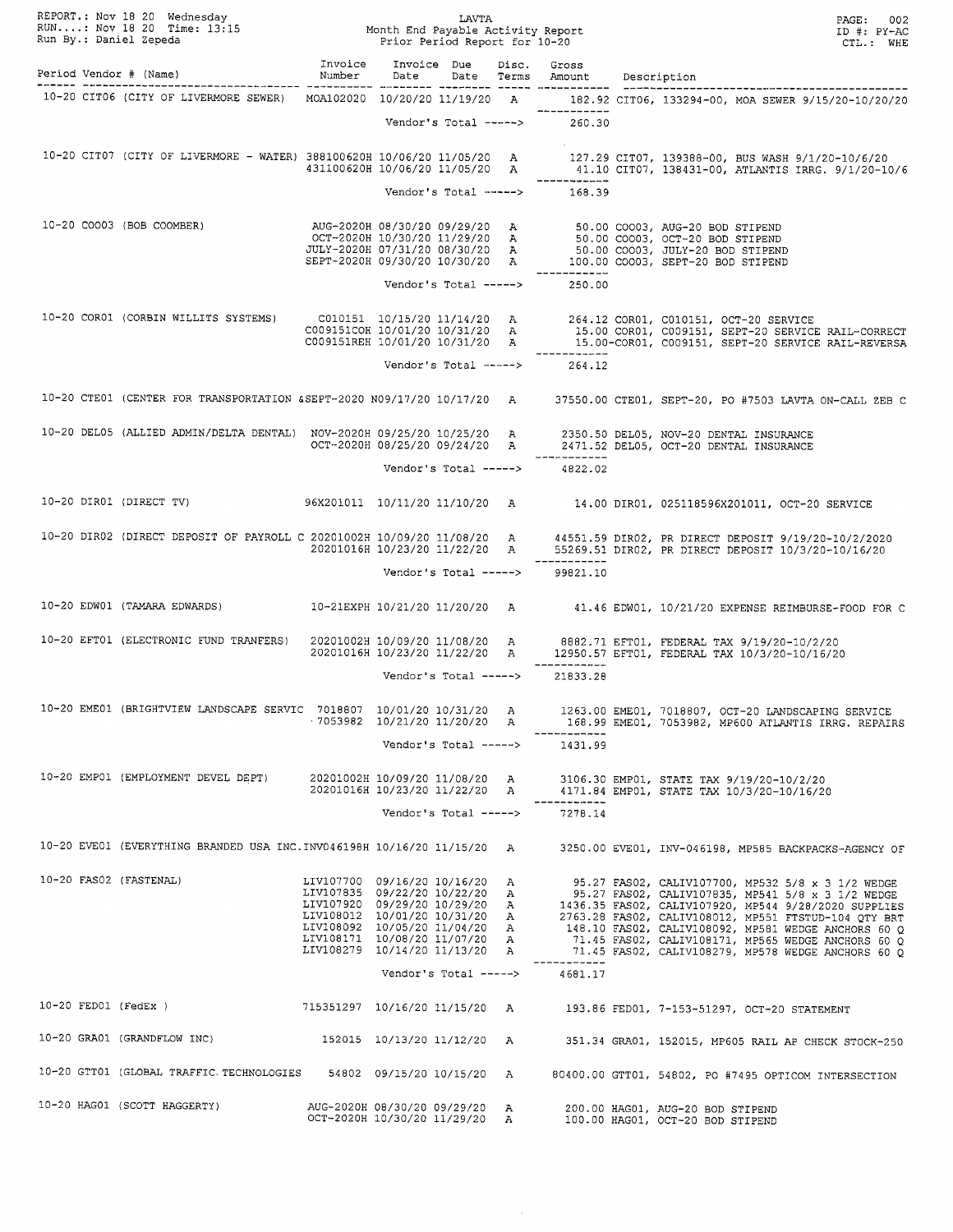REPORT.: Nov 18 20 Wednesday
RUN....: Nov 18 20 Time: 13:15
Run By.: Daniel Zepeda

LAVTA
Month End Payable Activity Report
Prior Period Report for 10-20

ID #: PY-AC
CTL.: WHE

| Period | Vendor # (Name) | Invoice Number | Invoice Date | Due Date | Disc. Terms | Gross Amount | Description |
|---|---|---|---|---|---|---|---|
| 10-20 | CIT06 (CITY OF LIVERMORE SEWER) | MOA102020 | 10/20/20 | 11/19/20 | A | 182.92 | CIT06, 133294-00, MOA SEWER 9/15/20-10/20/20 |
| | | | Vendor's Total -----> | | | 260.30 | |
| 10-20 | CIT07 (CITY OF LIVERMORE - WATER) | 388100620H | 10/06/20 | 11/05/20 | A | 127.29 | CIT07, 139388-00, BUS WASH 9/1/20-10/6/20 |
| | | 431100620H | 10/06/20 | 11/05/20 | A | 41.10 | CIT07, 138431-00, ATLANTIS IRRG. 9/1/20-10/6 |
| | | | Vendor's Total -----> | | | 168.39 | |
| 10-20 | COO03 (BOB COOMBER) | AUG-2020H | 08/30/20 | 09/29/20 | A | 50.00 | COO03, AUG-20 BOD STIPEND |
| | | OCT-2020H | 10/30/20 | 11/29/20 | A | 50.00 | COO03, OCT-20 BOD STIPEND |
| | | JULY-2020H | 07/31/20 | 08/30/20 | A | 50.00 | COO03, JULY-20 BOD STIPEND |
| | | SEPT-2020H | 09/30/20 | 10/30/20 | A | 100.00 | COO03, SEPT-20 BOD STIPEND |
| | | | Vendor's Total -----> | | | 250.00 | |
| 10-20 | COR01 (CORBIN WILLITS SYSTEMS) | C010151 | 10/15/20 | 11/14/20 | A | 264.12 | COR01, C010151, OCT-20 SERVICE |
| | | C009151COH | 10/01/20 | 10/31/20 | A | 15.00 | COR01, C009151, SEPT-20 SERVICE RAIL-CORRECT |
| | | C009151REH | 10/01/20 | 10/31/20 | A | 15.00- | COR01, C009151, SEPT-20 SERVICE RAIL-REVERSA |
| | | | Vendor's Total -----> | | | 264.12 | |
| 10-20 | CTE01 (CENTER FOR TRANSPORTATION & | SEPT-2020 N | 09/17/20 | 10/17/20 | A | 37550.00 | CTE01, SEPT-20, PO #7503 LAVTA ON-CALL ZEB C |
| 10-20 | DEL05 (ALLIED ADMIN/DELTA DENTAL) | NOV-2020H | 09/25/20 | 10/25/20 | A | 2350.50 | DEL05, NOV-20 DENTAL INSURANCE |
| | | OCT-2020H | 08/25/20 | 09/24/20 | A | 2471.52 | DEL05, OCT-20 DENTAL INSURANCE |
| | | | Vendor's Total -----> | | | 4822.02 | |
| 10-20 | DIR01 (DIRECT TV) | 96X201011 | 10/11/20 | 11/10/20 | A | 14.00 | DIR01, 025118596X201011, OCT-20 SERVICE |
| 10-20 | DIR02 (DIRECT DEPOSIT OF PAYROLL C | 20201002H | 10/09/20 | 11/08/20 | A | 44551.59 | DIR02, PR DIRECT DEPOSIT 9/19/20-10/2/2020 |
| | | 20201016H | 10/23/20 | 11/22/20 | A | 55269.51 | DIR02, PR DIRECT DEPOSIT 10/3/20-10/16/20 |
| | | | Vendor's Total -----> | | | 99821.10 | |
| 10-20 | EDW01 (TAMARA EDWARDS) | 10-21EXPH | 10/21/20 | 11/20/20 | A | 41.46 | EDW01, 10/21/20 EXPENSE REIMBURSE-FOOD FOR C |
| 10-20 | EFT01 (ELECTRONIC FUND TRANFERS) | 20201002H | 10/09/20 | 11/08/20 | A | 8882.71 | EFT01, FEDERAL TAX 9/19/20-10/2/20 |
| | | 20201016H | 10/23/20 | 11/22/20 | A | 12950.57 | EFT01, FEDERAL TAX 10/3/20-10/16/20 |
| | | | Vendor's Total -----> | | | 21833.28 | |
| 10-20 | EME01 (BRIGHTVIEW LANDSCAPE SERVIC | 7018807 | 10/01/20 | 10/31/20 | A | 1263.00 | EME01, 7018807, OCT-20 LANDSCAPING SERVICE |
| | | 7053982 | 10/21/20 | 11/20/20 | A | 168.99 | EME01, 7053982, MP600 ATLANTIS IRRG. REPAIRS |
| | | | Vendor's Total -----> | | | 1431.99 | |
| 10-20 | EMP01 (EMPLOYMENT DEVEL DEPT) | 20201002H | 10/09/20 | 11/08/20 | A | 3106.30 | EMP01, STATE TAX 9/19/20-10/2/20 |
| | | 20201016H | 10/23/20 | 11/22/20 | A | 4171.84 | EMP01, STATE TAX 10/3/20-10/16/20 |
| | | | Vendor's Total -----> | | | 7278.14 | |
| 10-20 | EVE01 (EVERYTHING BRANDED USA INC. | INV046198H | 10/16/20 | 11/15/20 | A | 3250.00 | EVE01, INV-046198, MP585 BACKPACKS-AGENCY OF |
| 10-20 | FAS02 (FASTENAL) | LIV107700 | 09/16/20 | 10/16/20 | A | 95.27 | FAS02, CALIV107700, MP532 5/8 x 3 1/2 WEDGE |
| | | LIV107835 | 09/22/20 | 10/22/20 | A | 95.27 | FAS02, CALIV107835, MP541 5/8 x 3 1/2 WEDGE |
| | | LIV107920 | 09/29/20 | 10/29/20 | A | 1436.35 | FAS02, CALIV107920, MP544 9/28/2020 SUPPLIES |
| | | LIV108012 | 10/01/20 | 10/31/20 | A | 2763.28 | FAS02, CALIV108012, MP551 FTSTUD-104 QTY BRT |
| | | LIV108092 | 10/05/20 | 11/04/20 | A | 148.10 | FAS02, CALIV108092, MP581 WEDGE ANCHORS 60 Q |
| | | LIV108171 | 10/08/20 | 11/07/20 | A | 71.45 | FAS02, CALIV108171, MP565 WEDGE ANCHORS 60 Q |
| | | LIV108279 | 10/14/20 | 11/13/20 | A | 71.45 | FAS02, CALIV108279, MP578 WEDGE ANCHORS 60 Q |
| | | | Vendor's Total -----> | | | 4681.17 | |
| 10-20 | FED01 (FedEx ) | 715351297 | 10/16/20 | 11/15/20 | A | 193.86 | FED01, 7-153-51297, OCT-20 STATEMENT |
| 10-20 | GRA01 (GRANDFLOW INC) | 152015 | 10/13/20 | 11/12/20 | A | 351.34 | GRA01, 152015, MP605 RAIL AP CHECK STOCK-250 |
| 10-20 | GTT01 (GLOBAL TRAFFIC TECHNOLOGIES | 54802 | 09/15/20 | 10/15/20 | A | 80400.00 | GTT01, 54802, PO #7495 OPTICOM INTERSECTION |
| 10-20 | HAG01 (SCOTT HAGGERTY) | AUG-2020H | 08/30/20 | 09/29/20 | A | 200.00 | HAG01, AUG-20 BOD STIPEND |
| | | OCT-2020H | 10/30/20 | 11/29/20 | A | 100.00 | HAG01, OCT-20 BOD STIPEND |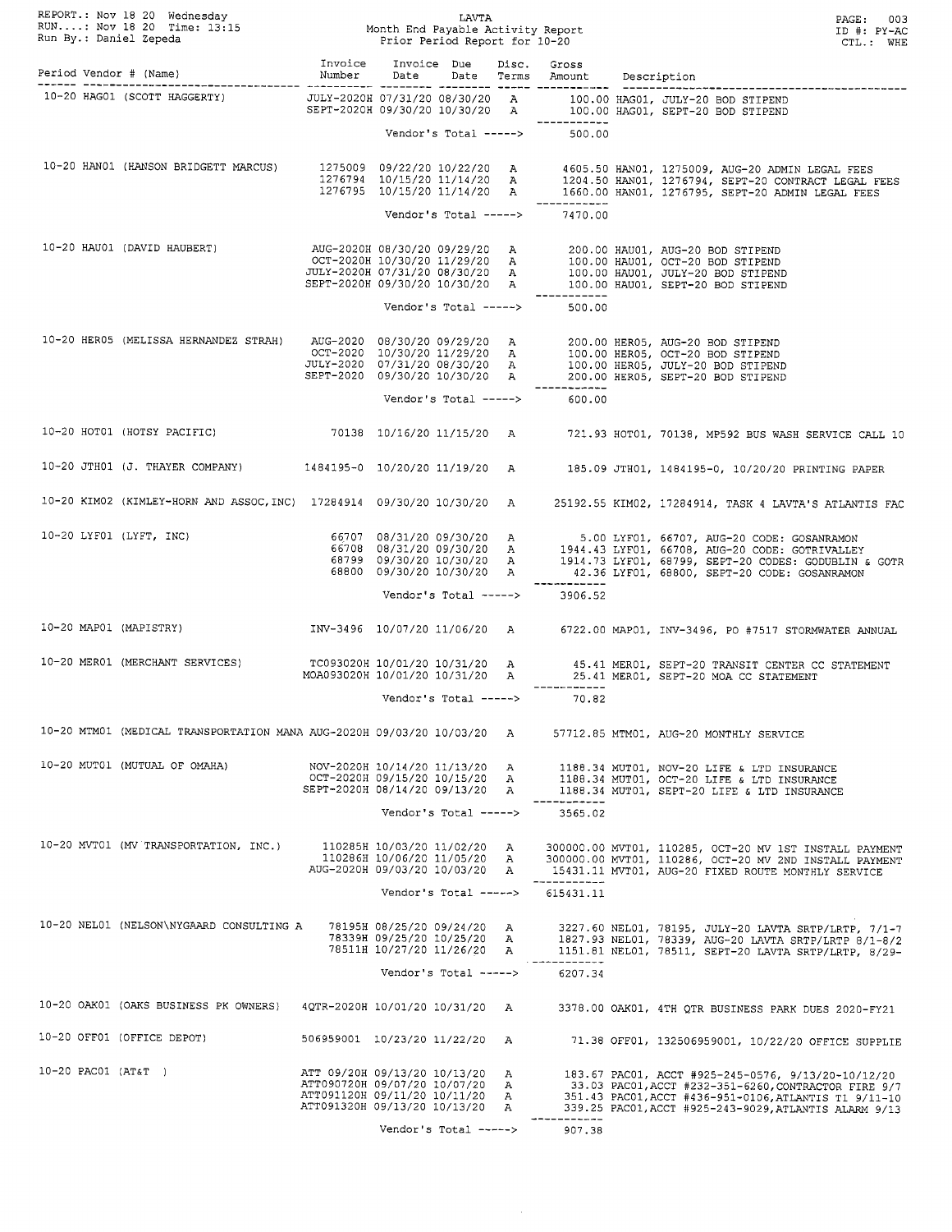REPORT.: Nov 18 20 Wednesday
RUN....: Nov 18 20 Time: 13:15
Run By.: Daniel Zepeda

LAVTA
Month End Payable Activity Report
Prior Period Report for 10-20

ID #: PY-AC
CTL.: WHE

| Period | Vendor # (Name) | Invoice Number | Invoice Date | Due Date | Disc. Terms | Gross Amount | Description |
|---|---|---|---|---|---|---|---|
| 10-20 | HAG01 (SCOTT HAGGERTY) | JULY-2020H | 07/31/20 | 08/30/20 | A | 100.00 | HAG01, JULY-20 BOD STIPEND |
| | | SEPT-2020H | 09/30/20 | 10/30/20 | A | 100.00 | HAG01, SEPT-20 BOD STIPEND |
| | | | Vendor's Total -----> | | | 500.00 | |
| 10-20 | HAN01 (HANSON BRIDGETT MARCUS) | 1275009 | 09/22/20 | 10/22/20 | A | 4605.50 | HAN01, 1275009, AUG-20 ADMIN LEGAL FEES |
| | | 1276794 | 10/15/20 | 11/14/20 | A | 1204.50 | HAN01, 1276794, SEPT-20 CONTRACT LEGAL FEES |
| | | 1276795 | 10/15/20 | 11/14/20 | A | 1660.00 | HAN01, 1276795, SEPT-20 ADMIN LEGAL FEES |
| | | | Vendor's Total -----> | | | 7470.00 | |
| 10-20 | HAU01 (DAVID HAUBERT) | AUG-2020H | 08/30/20 | 09/29/20 | A | 200.00 | HAU01, AUG-20 BOD STIPEND |
| | | OCT-2020H | 10/30/20 | 11/29/20 | A | 100.00 | HAU01, OCT-20 BOD STIPEND |
| | | JULY-2020H | 07/31/20 | 08/30/20 | A | 100.00 | HAU01, JULY-20 BOD STIPEND |
| | | SEPT-2020H | 09/30/20 | 10/30/20 | A | 100.00 | HAU01, SEPT-20 BOD STIPEND |
| | | | Vendor's Total -----> | | | 500.00 | |
| 10-20 | HER05 (MELISSA HERNANDEZ STRAH) | AUG-2020 | 08/30/20 | 09/29/20 | A | 200.00 | HER05, AUG-20 BOD STIPEND |
| | | OCT-2020 | 10/30/20 | 11/29/20 | A | 100.00 | HER05, OCT-20 BOD STIPEND |
| | | JULY-2020 | 07/31/20 | 08/30/20 | A | 100.00 | HER05, JULY-20 BOD STIPEND |
| | | SEPT-2020 | 09/30/20 | 10/30/20 | A | 200.00 | HER05, SEPT-20 BOD STIPEND |
| | | | Vendor's Total -----> | | | 600.00 | |
| 10-20 | HOT01 (HOTSY PACIFIC) | 70138 | 10/16/20 | 11/15/20 | A | 721.93 | HOT01, 70138, MP592 BUS WASH SERVICE CALL 10 |
| 10-20 | JTH01 (J. THAYER COMPANY) | 1484195-0 | 10/20/20 | 11/19/20 | A | 185.09 | JTH01, 1484195-0, 10/20/20 PRINTING PAPER |
| 10-20 | KIM02 (KIMLEY-HORN AND ASSOC,INC) | 17284914 | 09/30/20 | 10/30/20 | A | 25192.55 | KIM02, 17284914, TASK 4 LAVTA'S ATLANTIS FAC |
| 10-20 | LYF01 (LYFT, INC) | 66707 | 08/31/20 | 09/30/20 | A | 5.00 | LYF01, 66707, AUG-20 CODE: GOSANRAMON |
| | | 66708 | 08/31/20 | 09/30/20 | A | 1944.43 | LYF01, 66708, AUG-20 CODE: GOTRIVALLEY |
| | | 68799 | 09/30/20 | 10/30/20 | A | 1914.73 | LYF01, 68799, SEPT-20 CODES: GODUBLIN & GOTR |
| | | 68800 | 09/30/20 | 10/30/20 | A | 42.36 | LYF01, 68800, SEPT-20 CODE: GOSANRAMON |
| | | | Vendor's Total -----> | | | 3906.52 | |
| 10-20 | MAP01 (MAPISTRY) | INV-3496 | 10/07/20 | 11/06/20 | A | 6722.00 | MAP01, INV-3496, PO #7517 STORMWATER ANNUAL |
| 10-20 | MER01 (MERCHANT SERVICES) | TC093020H | 10/01/20 | 10/31/20 | A | 45.41 | MER01, SEPT-20 TRANSIT CENTER CC STATEMENT |
| | | MOA093020H | 10/01/20 | 10/31/20 | A | 25.41 | MER01, SEPT-20 MOA CC STATEMENT |
| | | | Vendor's Total -----> | | | 70.82 | |
| 10-20 | MTM01 (MEDICAL TRANSPORTATION MANA | AUG-2020H | 09/03/20 | 10/03/20 | A | 57712.85 | MTM01, AUG-20 MONTHLY SERVICE |
| 10-20 | MUT01 (MUTUAL OF OMAHA) | NOV-2020H | 10/14/20 | 11/13/20 | A | 1188.34 | MUT01, NOV-20 LIFE & LTD INSURANCE |
| | | OCT-2020H | 09/15/20 | 10/15/20 | A | 1188.34 | MUT01, OCT-20 LIFE & LTD INSURANCE |
| | | SEPT-2020H | 08/14/20 | 09/13/20 | A | 1188.34 | MUT01, SEPT-20 LIFE & LTD INSURANCE |
| | | | Vendor's Total -----> | | | 3565.02 | |
| 10-20 | MVT01 (MV TRANSPORTATION, INC.) | 110285H | 10/03/20 | 11/02/20 | A | 300000.00 | MVT01, 110285, OCT-20 MV 1ST INSTALL PAYMENT |
| | | 110286H | 10/06/20 | 11/05/20 | A | 300000.00 | MVT01, 110286, OCT-20 MV 2ND INSTALL PAYMENT |
| | | AUG-2020H | 09/03/20 | 10/03/20 | A | 15431.11 | MVT01, AUG-20 FIXED ROUTE MONTHLY SERVICE |
| | | | Vendor's Total -----> | | | 615431.11 | |
| 10-20 | NEL01 (NELSON\NYGAARD CONSULTING A | 78195H | 08/25/20 | 09/24/20 | A | 3227.60 | NEL01, 78195, JULY-20 LAVTA SRTP/LRTP, 7/1-7 |
| | | 78339H | 09/25/20 | 10/25/20 | A | 1827.93 | NEL01, 78339, AUG-20 LAVTA SRTP/LRTP 8/1-8/2 |
| | | 78511H | 10/27/20 | 11/26/20 | A | 1151.81 | NEL01, 78511, SEPT-20 LAVTA SRTP/LRTP, 8/29- |
| | | | Vendor's Total -----> | | | 6207.34 | |
| 10-20 | OAK01 (OAKS BUSINESS PK OWNERS) | 4QTR-2020H | 10/01/20 | 10/31/20 | A | 3378.00 | OAK01, 4TH QTR BUSINESS PARK DUES 2020-FY21 |
| 10-20 | OFF01 (OFFICE DEPOT) | 506959001 | 10/23/20 | 11/22/20 | A | 71.38 | OFF01, 132506959001, 10/22/20 OFFICE SUPPLIE |
| 10-20 | PAC01 (AT&T ) | ATT 09/20H | 09/13/20 | 10/13/20 | A | 183.67 | PAC01, ACCT #925-245-0576, 9/13/20-10/12/20 |
| | | ATT090720H | 09/07/20 | 10/07/20 | A | 33.03 | PAC01,ACCT #232-351-6260,CONTRACTOR FIRE 9/7 |
| | | ATT091120H | 09/11/20 | 10/11/20 | A | 351.43 | PAC01,ACCT #436-951-0106,ATLANTIS T1 9/11-10 |
| | | ATT091320H | 09/13/20 | 10/13/20 | A | 339.25 | PAC01,ACCT #925-243-9029,ATLANTIS ALARM 9/13 |
| | | | Vendor's Total -----> | | | 907.38 | |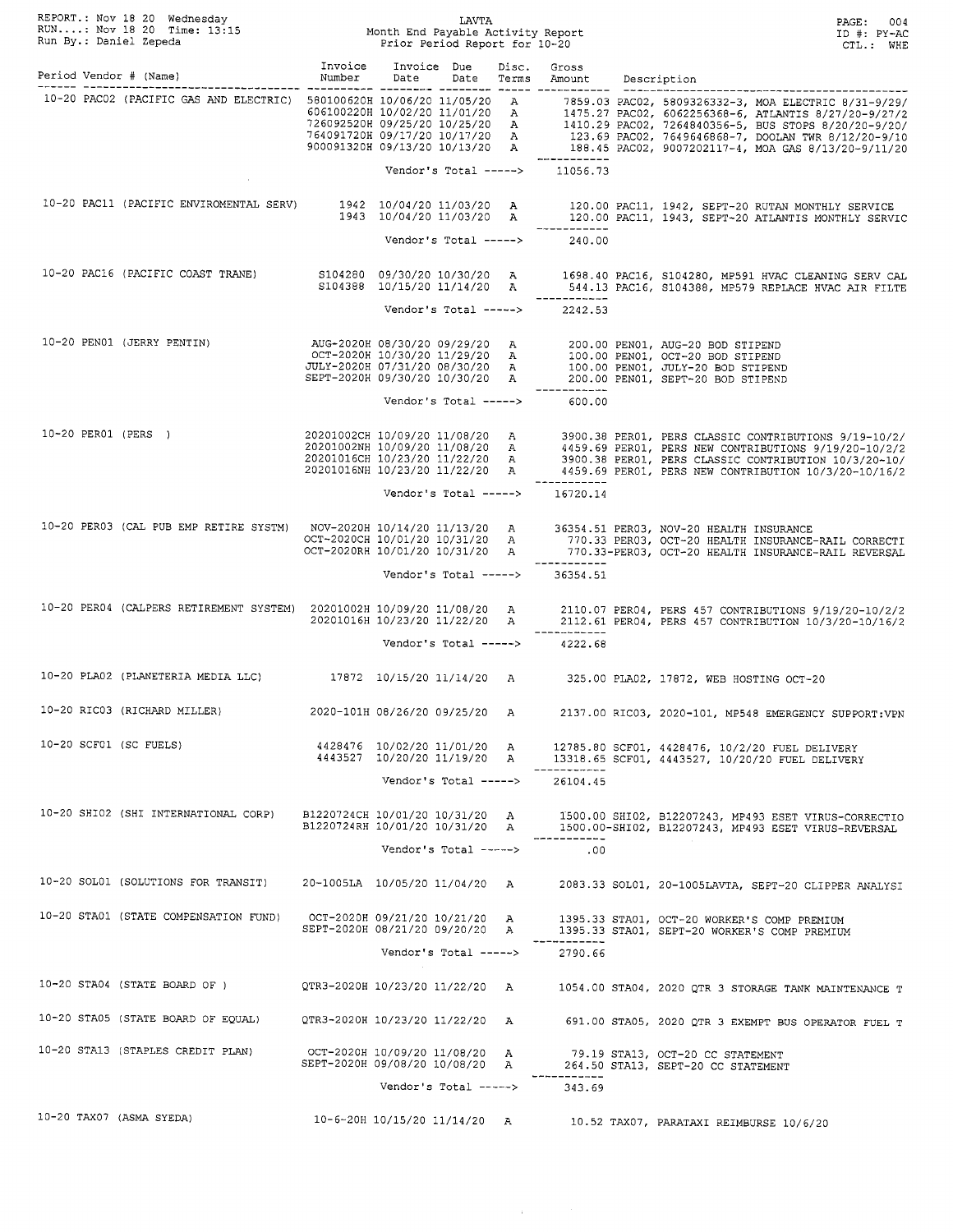REPORT.: Nov 18 20 Wednesday
RUN....: Nov 18 20 Time: 13:15
Run By.: Daniel Zepeda

LAVTA
Month End Payable Activity Report
Prior Period Report for 10-20

PAGE: 004
ID #: PY-AC
CTL.: WHE

| Period | Vendor # (Name) | Invoice Number | Invoice Date | Due Date | Disc. Terms | Gross Amount | Description |
|---|---|---|---|---|---|---|---|
| 10-20 | PAC02 (PACIFIC GAS AND ELECTRIC) | 580100620H | 10/06/20 | 11/05/20 | A | 7859.03 | PAC02, 5809326332-3, MOA ELECTRIC 8/31-9/29/ |
| | | 606100220H | 10/02/20 | 11/01/20 | A | 1475.27 | PAC02, 6062256368-6, ATLANTIS 8/27/20-9/27/2 |
| | | 726092520H | 09/25/20 | 10/25/20 | A | 1410.29 | PAC02, 7264840356-5, BUS STOPS 8/20/20-9/20/ |
| | | 764091720H | 09/17/20 | 10/17/20 | A | 123.69 | PAC02, 7649646868-7, DOOLAN TWR 8/12/20-9/10 |
| | | 900091320H | 09/13/20 | 10/13/20 | A | 188.45 | PAC02, 9007202117-4, MOA GAS 8/13/20-9/11/20 |
| | | | Vendor's Total -----> | | | 11056.73 | |
| 10-20 | PAC11 (PACIFIC ENVIROMENTAL SERV) | 1942 | 10/04/20 | 11/03/20 | A | 120.00 | PAC11, 1942, SEPT-20 RUTAN MONTHLY SERVICE |
| | | 1943 | 10/04/20 | 11/03/20 | A | 120.00 | PAC11, 1943, SEPT-20 ATLANTIS MONTHLY SERVIC |
| | | | Vendor's Total -----> | | | 240.00 | |
| 10-20 | PAC16 (PACIFIC COAST TRANE) | S104280 | 09/30/20 | 10/30/20 | A | 1698.40 | PAC16, S104280, MP591 HVAC CLEANING SERV CAL |
| | | S104388 | 10/15/20 | 11/14/20 | A | 544.13 | PAC16, S104388, MP579 REPLACE HVAC AIR FILTE |
| | | | Vendor's Total -----> | | | 2242.53 | |
| 10-20 | PEN01 (JERRY PENTIN) | AUG-2020H | 08/30/20 | 09/29/20 | A | 200.00 | PEN01, AUG-20 BOD STIPEND |
| | | OCT-2020H | 10/30/20 | 11/29/20 | A | 100.00 | PEN01, OCT-20 BOD STIPEND |
| | | JULY-2020H | 07/31/20 | 08/30/20 | A | 100.00 | PEN01, JULY-20 BOD STIPEND |
| | | SEPT-2020H | 09/30/20 | 10/30/20 | A | 200.00 | PEN01, SEPT-20 BOD STIPEND |
| | | | Vendor's Total -----> | | | 600.00 | |
| 10-20 | PER01 (PERS ) | 20201002CH | 10/09/20 | 11/08/20 | A | 3900.38 | PER01, PERS CLASSIC CONTRIBUTIONS 9/19-10/2/ |
| | | 20201002NH | 10/09/20 | 11/08/20 | A | 4459.69 | PER01, PERS NEW CONTRIBUTIONS 9/19/20-10/2/2 |
| | | 20201016CH | 10/23/20 | 11/22/20 | A | 3900.38 | PER01, PERS CLASSIC CONTRIBUTION 10/3/20-10/ |
| | | 20201016NH | 10/23/20 | 11/22/20 | A | 4459.69 | PER01, PERS NEW CONTRIBUTION 10/3/20-10/16/2 |
| | | | Vendor's Total -----> | | | 16720.14 | |
| 10-20 | PER03 (CAL PUB EMP RETIRE SYSTM) | NOV-2020H | 10/14/20 | 11/13/20 | A | 36354.51 | PER03, NOV-20 HEALTH INSURANCE |
| | | OCT-2020CH | 10/01/20 | 10/31/20 | A | 770.33 | PER03, OCT-20 HEALTH INSURANCE-RAIL CORRECTI |
| | | OCT-2020RH | 10/01/20 | 10/31/20 | A | 770.33- | PER03, OCT-20 HEALTH INSURANCE-RAIL REVERSAL |
| | | | Vendor's Total -----> | | | 36354.51 | |
| 10-20 | PER04 (CALPERS RETIREMENT SYSTEM) | 20201002H | 10/09/20 | 11/08/20 | A | 2110.07 | PER04, PERS 457 CONTRIBUTIONS 9/19/20-10/2/2 |
| | | 20201016H | 10/23/20 | 11/22/20 | A | 2112.61 | PER04, PERS 457 CONTRIBUTION 10/3/20-10/16/2 |
| | | | Vendor's Total -----> | | | 4222.68 | |
| 10-20 | PLA02 (PLANETERIA MEDIA LLC) | 17872 | 10/15/20 | 11/14/20 | A | 325.00 | PLA02, 17872, WEB HOSTING OCT-20 |
| 10-20 | RIC03 (RICHARD MILLER) | 2020-101H | 08/26/20 | 09/25/20 | A | 2137.00 | RIC03, 2020-101, MP548 EMERGENCY SUPPORT:VPN |
| 10-20 | SCF01 (SC FUELS) | 4428476 | 10/02/20 | 11/01/20 | A | 12785.80 | SCF01, 4428476, 10/2/20 FUEL DELIVERY |
| | | 4443527 | 10/20/20 | 11/19/20 | A | 13318.65 | SCF01, 4443527, 10/20/20 FUEL DELIVERY |
| | | | Vendor's Total -----> | | | 26104.45 | |
| 10-20 | SHI02 (SHI INTERNATIONAL CORP) | B1220724CH | 10/01/20 | 10/31/20 | A | 1500.00 | SHI02, B12207243, MP493 ESET VIRUS-CORRECTIO |
| | | B1220724RH | 10/01/20 | 10/31/20 | A | 1500.00- | SHI02, B12207243, MP493 ESET VIRUS-REVERSAL |
| | | | Vendor's Total -----> | | | .00 | |
| 10-20 | SOL01 (SOLUTIONS FOR TRANSIT) | 20-1005LA | 10/05/20 | 11/04/20 | A | 2083.33 | SOL01, 20-1005LAVTA, SEPT-20 CLIPPER ANALYSI |
| 10-20 | STA01 (STATE COMPENSATION FUND) | OCT-2020H | 09/21/20 | 10/21/20 | A | 1395.33 | STA01, OCT-20 WORKER'S COMP PREMIUM |
| | | SEPT-2020H | 08/21/20 | 09/20/20 | A | 1395.33 | STA01, SEPT-20 WORKER'S COMP PREMIUM |
| | | | Vendor's Total -----> | | | 2790.66 | |
| 10-20 | STA04 (STATE BOARD OF ) | QTR3-2020H | 10/23/20 | 11/22/20 | A | 1054.00 | STA04, 2020 QTR 3 STORAGE TANK MAINTENANCE T |
| 10-20 | STA05 (STATE BOARD OF EQUAL) | QTR3-2020H | 10/23/20 | 11/22/20 | A | 691.00 | STA05, 2020 QTR 3 EXEMPT BUS OPERATOR FUEL T |
| 10-20 | STA13 (STAPLES CREDIT PLAN) | OCT-2020H | 10/09/20 | 11/08/20 | A | 79.19 | STA13, OCT-20 CC STATEMENT |
| | | SEPT-2020H | 09/08/20 | 10/08/20 | A | 264.50 | STA13, SEPT-20 CC STATEMENT |
| | | | Vendor's Total -----> | | | 343.69 | |
| 10-20 | TAX07 (ASMA SYEDA) | 10-6-20H | 10/15/20 | 11/14/20 | A | 10.52 | TAX07, PARATAXI REIMBURSE 10/6/20 |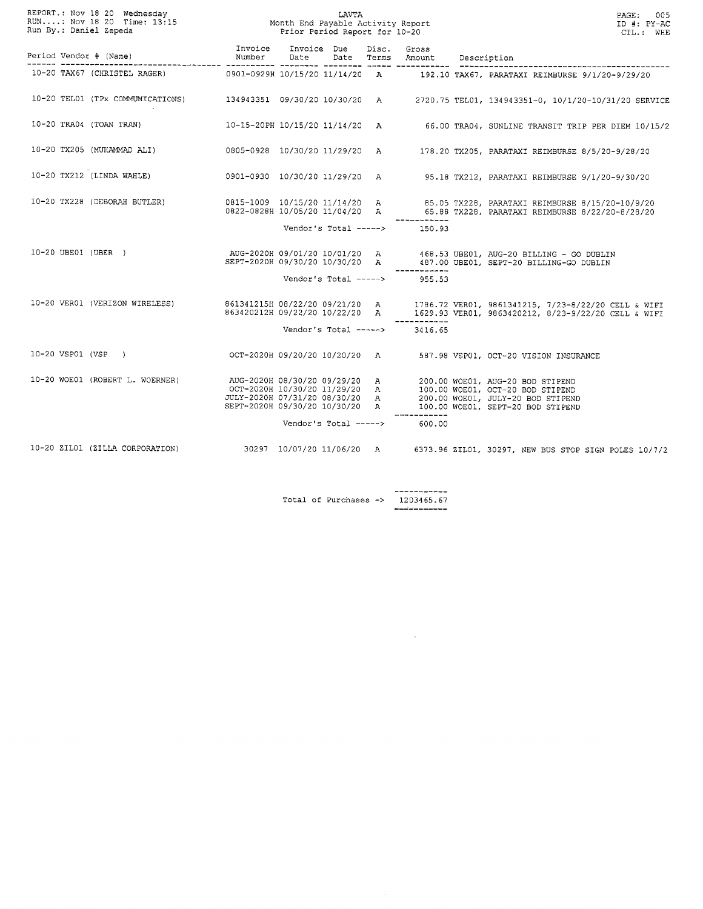REPORT.: Nov 18 20 Wednesday
RUN....: Nov 18 20 Time: 13:15
Run By.: Daniel Zepeda

LAVTA
Month End Payable Activity Report
Prior Period Report for 10-20

PAGE: 005
ID #: PY-AC
CTL.: WHE

| Period | Vendor # (Name) | Invoice Number | Invoice Date | Due Date | Disc. Terms | Gross Amount | Description |
|---|---|---|---|---|---|---|---|
| 10-20 | TAX67 (CHRISTEL RAGER) | 0901-0929H | 10/15/20 | 11/14/20 | A | 192.10 | TAX67, PARATAXI REIMBURSE 9/1/20-9/29/20 |
| 10-20 | TEL01 (TPx COMMUNICATIONS) | 134943351 | 09/30/20 | 10/30/20 | A | 2720.75 | TEL01, 134943351-0, 10/1/20-10/31/20 SERVICE |
| 10-20 | TRA04 (TOAN TRAN) | 10-15-20PH | 10/15/20 | 11/14/20 | A | 66.00 | TRA04, SUNLINE TRANSIT TRIP PER DIEM 10/15/2 |
| 10-20 | TX205 (MUHAMMAD ALI) | 0805-0928 | 10/30/20 | 11/29/20 | A | 178.20 | TX205, PARATAXI REIMBURSE 8/5/20-9/28/20 |
| 10-20 | TX212 (LINDA WAHLE) | 0901-0930 | 10/30/20 | 11/29/20 | A | 95.18 | TX212, PARATAXI REIMBURSE 9/1/20-9/30/20 |
| 10-20 | TX228 (DEBORAH BUTLER) | 0815-1009 | 10/15/20 | 11/14/20 | A | 85.05 | TX228, PARATAXI REIMBURSE 8/15/20-10/9/20 |
| | | 0822-0828H | 10/05/20 | 11/04/20 | A | 65.88 | TX228, PARATAXI REIMBURSE 8/22/20-8/28/20 |
| | | | Vendor's Total -----> | | | 150.93 | |
| 10-20 | UBE01 (UBER ) | AUG-2020H | 09/01/20 | 10/01/20 | A | 468.53 | UBE01, AUG-20 BILLING - GO DUBLIN |
| | | SEPT-2020H | 09/30/20 | 10/30/20 | A | 487.00 | UBE01, SEPT-20 BILLING-GO DUBLIN |
| | | | Vendor's Total -----> | | | 955.53 | |
| 10-20 | VER01 (VERIZON WIRELESS) | 861341215H | 08/22/20 | 09/21/20 | A | 1786.72 | VER01, 9861341215, 7/23-8/22/20 CELL & WIFI |
| | | 863420212H | 09/22/20 | 10/22/20 | A | 1629.93 | VER01, 9863420212, 8/23-9/22/20 CELL & WIFI |
| | | | Vendor's Total -----> | | | 3416.65 | |
| 10-20 | VSP01 (VSP ) | OCT-2020H | 09/20/20 | 10/20/20 | A | 587.98 | VSP01, OCT-20 VISION INSURANCE |
| 10-20 | WOE01 (ROBERT L. WOERNER) | AUG-2020H | 08/30/20 | 09/29/20 | A | 200.00 | WOE01, AUG-20 BOD STIPEND |
| | | OCT-2020H | 10/30/20 | 11/29/20 | A | 100.00 | WOE01, OCT-20 BOD STIPEND |
| | | JULY-2020H | 07/31/20 | 08/30/20 | A | 200.00 | WOE01, JULY-20 BOD STIPEND |
| | | SEPT-2020H | 09/30/20 | 10/30/20 | A | 100.00 | WOE01, SEPT-20 BOD STIPEND |
| | | | Vendor's Total -----> | | | 600.00 | |
| 10-20 | ZIL01 (ZILLA CORPORATION) | 30297 | 10/07/20 | 11/06/20 | A | 6373.96 | ZIL01, 30297, NEW BUS STOP SIGN POLES 10/7/2 |
| | | | Total of Purchases -> | | | 1203465.67 | |